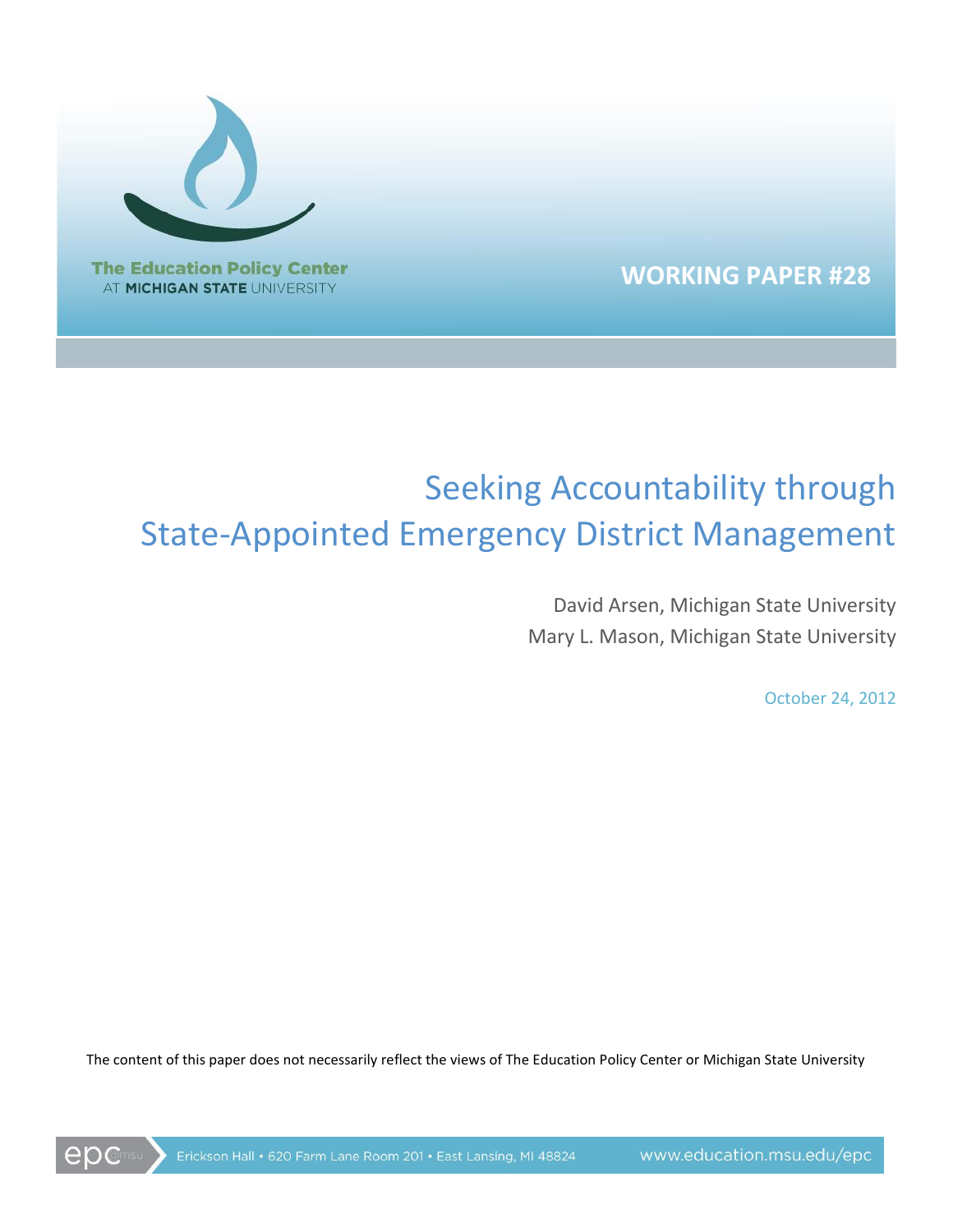The Education Policy Center
AT MICHIGAN STATE UNIVERSITY

**WORKING PAPER #28**

# Seeking Accountability through State-Appointed Emergency District Management

David Arsen, Michigan State University
Mary L. Mason, Michigan State University

October 24, 2012

The content of this paper does not necessarily reflect the views of The Education Policy Center or Michigan State University

epc@msu Erickson Hall • 620 Farm Lane Room 201 • East Lansing, MI 48824 www.education.msu.edu/epc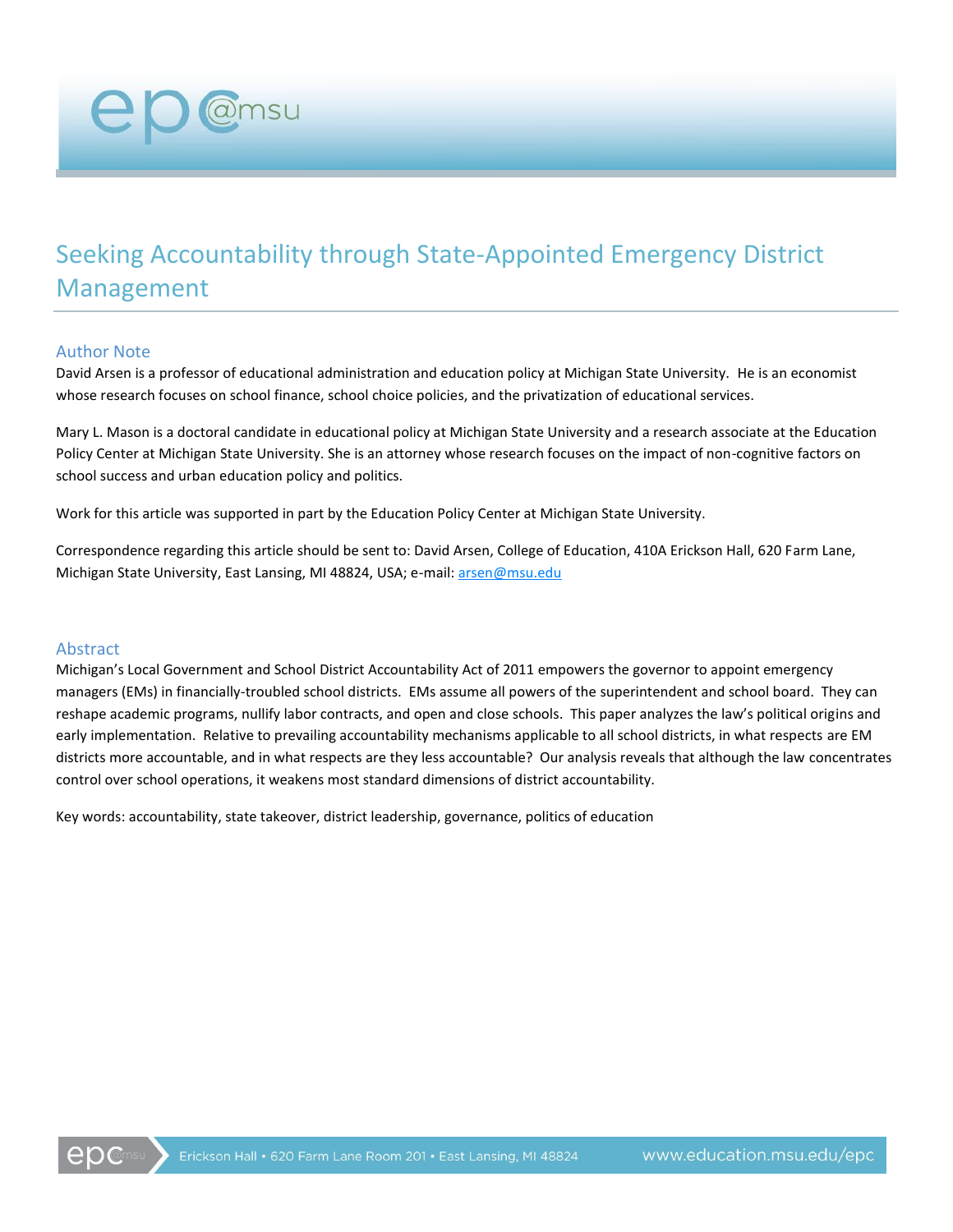# Seeking Accountability through State-Appointed Emergency District Management

## Author Note

David Arsen is a professor of educational administration and education policy at Michigan State University. He is an economist whose research focuses on school finance, school choice policies, and the privatization of educational services.

Mary L. Mason is a doctoral candidate in educational policy at Michigan State University and a research associate at the Education Policy Center at Michigan State University. She is an attorney whose research focuses on the impact of non-cognitive factors on school success and urban education policy and politics.

Work for this article was supported in part by the Education Policy Center at Michigan State University.

Correspondence regarding this article should be sent to: David Arsen, College of Education, 410A Erickson Hall, 620 Farm Lane, Michigan State University, East Lansing, MI 48824, USA; e-mail: arsen@msu.edu

## Abstract

Michigan's Local Government and School District Accountability Act of 2011 empowers the governor to appoint emergency managers (EMs) in financially-troubled school districts. EMs assume all powers of the superintendent and school board. They can reshape academic programs, nullify labor contracts, and open and close schools. This paper analyzes the law's political origins and early implementation. Relative to prevailing accountability mechanisms applicable to all school districts, in what respects are EM districts more accountable, and in what respects are they less accountable? Our analysis reveals that although the law concentrates control over school operations, it weakens most standard dimensions of district accountability.

Key words: accountability, state takeover, district leadership, governance, politics of education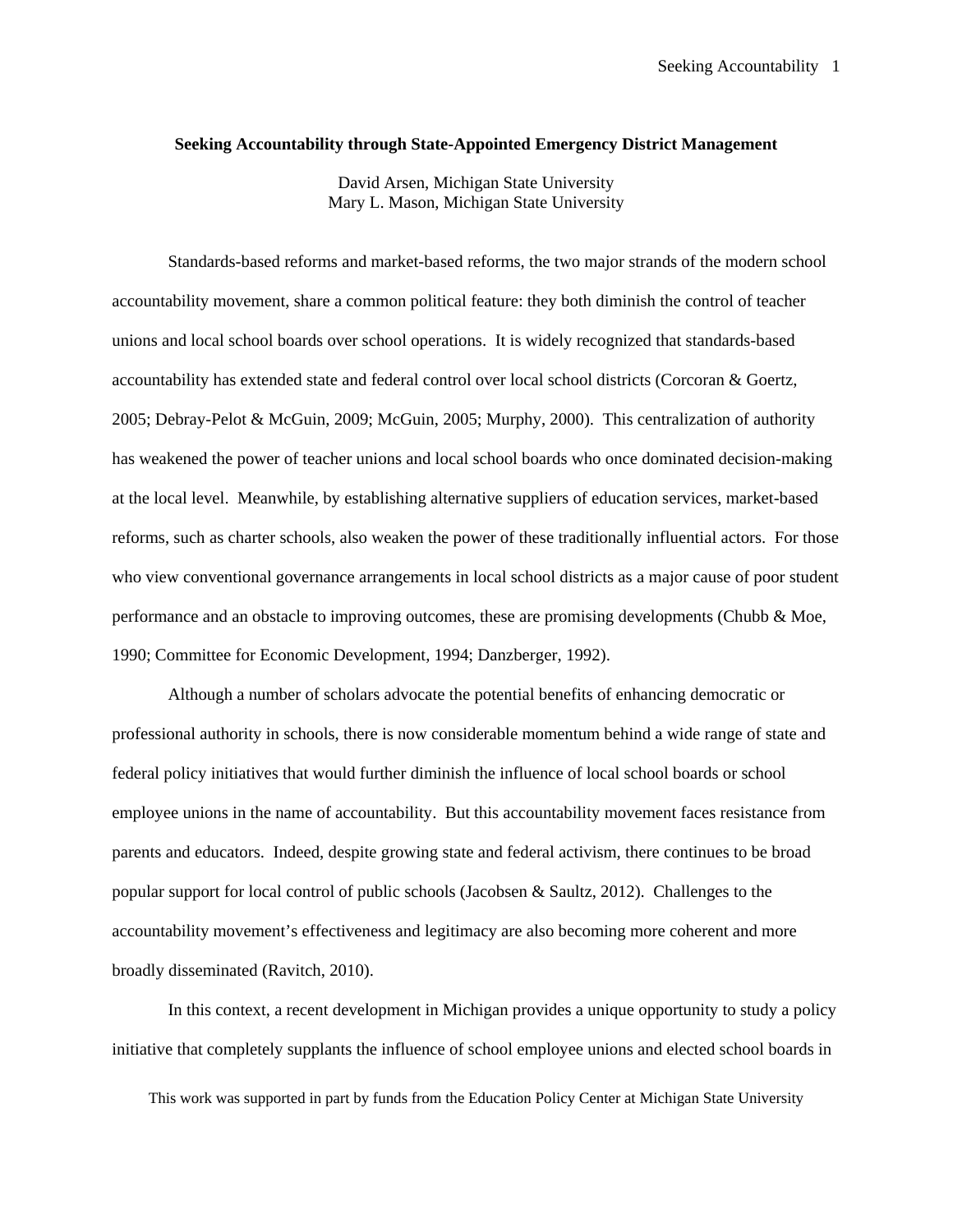**Seeking Accountability through State-Appointed Emergency District Management**

David Arsen, Michigan State University
Mary L. Mason, Michigan State University

Standards-based reforms and market-based reforms, the two major strands of the modern school accountability movement, share a common political feature: they both diminish the control of teacher unions and local school boards over school operations. It is widely recognized that standards-based accountability has extended state and federal control over local school districts (Corcoran & Goertz, 2005; Debray-Pelot & McGuin, 2009; McGuin, 2005; Murphy, 2000). This centralization of authority has weakened the power of teacher unions and local school boards who once dominated decision-making at the local level. Meanwhile, by establishing alternative suppliers of education services, market-based reforms, such as charter schools, also weaken the power of these traditionally influential actors. For those who view conventional governance arrangements in local school districts as a major cause of poor student performance and an obstacle to improving outcomes, these are promising developments (Chubb & Moe, 1990; Committee for Economic Development, 1994; Danzberger, 1992).

Although a number of scholars advocate the potential benefits of enhancing democratic or professional authority in schools, there is now considerable momentum behind a wide range of state and federal policy initiatives that would further diminish the influence of local school boards or school employee unions in the name of accountability. But this accountability movement faces resistance from parents and educators. Indeed, despite growing state and federal activism, there continues to be broad popular support for local control of public schools (Jacobsen & Saultz, 2012). Challenges to the accountability movement's effectiveness and legitimacy are also becoming more coherent and more broadly disseminated (Ravitch, 2010).

In this context, a recent development in Michigan provides a unique opportunity to study a policy initiative that completely supplants the influence of school employee unions and elected school boards in

This work was supported in part by funds from the Education Policy Center at Michigan State University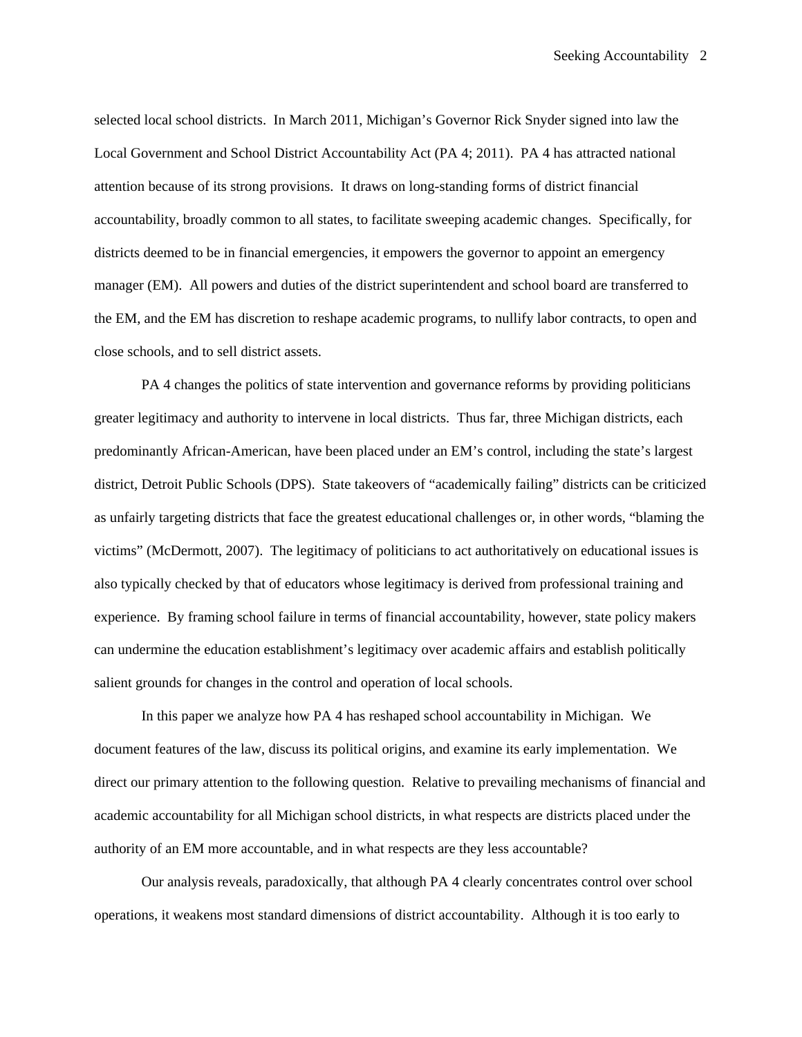selected local school districts. In March 2011, Michigan's Governor Rick Snyder signed into law the Local Government and School District Accountability Act (PA 4; 2011). PA 4 has attracted national attention because of its strong provisions. It draws on long-standing forms of district financial accountability, broadly common to all states, to facilitate sweeping academic changes. Specifically, for districts deemed to be in financial emergencies, it empowers the governor to appoint an emergency manager (EM). All powers and duties of the district superintendent and school board are transferred to the EM, and the EM has discretion to reshape academic programs, to nullify labor contracts, to open and close schools, and to sell district assets.

PA 4 changes the politics of state intervention and governance reforms by providing politicians greater legitimacy and authority to intervene in local districts. Thus far, three Michigan districts, each predominantly African-American, have been placed under an EM's control, including the state's largest district, Detroit Public Schools (DPS). State takeovers of "academically failing" districts can be criticized as unfairly targeting districts that face the greatest educational challenges or, in other words, "blaming the victims" (McDermott, 2007). The legitimacy of politicians to act authoritatively on educational issues is also typically checked by that of educators whose legitimacy is derived from professional training and experience. By framing school failure in terms of financial accountability, however, state policy makers can undermine the education establishment's legitimacy over academic affairs and establish politically salient grounds for changes in the control and operation of local schools.

In this paper we analyze how PA 4 has reshaped school accountability in Michigan. We document features of the law, discuss its political origins, and examine its early implementation. We direct our primary attention to the following question. Relative to prevailing mechanisms of financial and academic accountability for all Michigan school districts, in what respects are districts placed under the authority of an EM more accountable, and in what respects are they less accountable?

Our analysis reveals, paradoxically, that although PA 4 clearly concentrates control over school operations, it weakens most standard dimensions of district accountability. Although it is too early to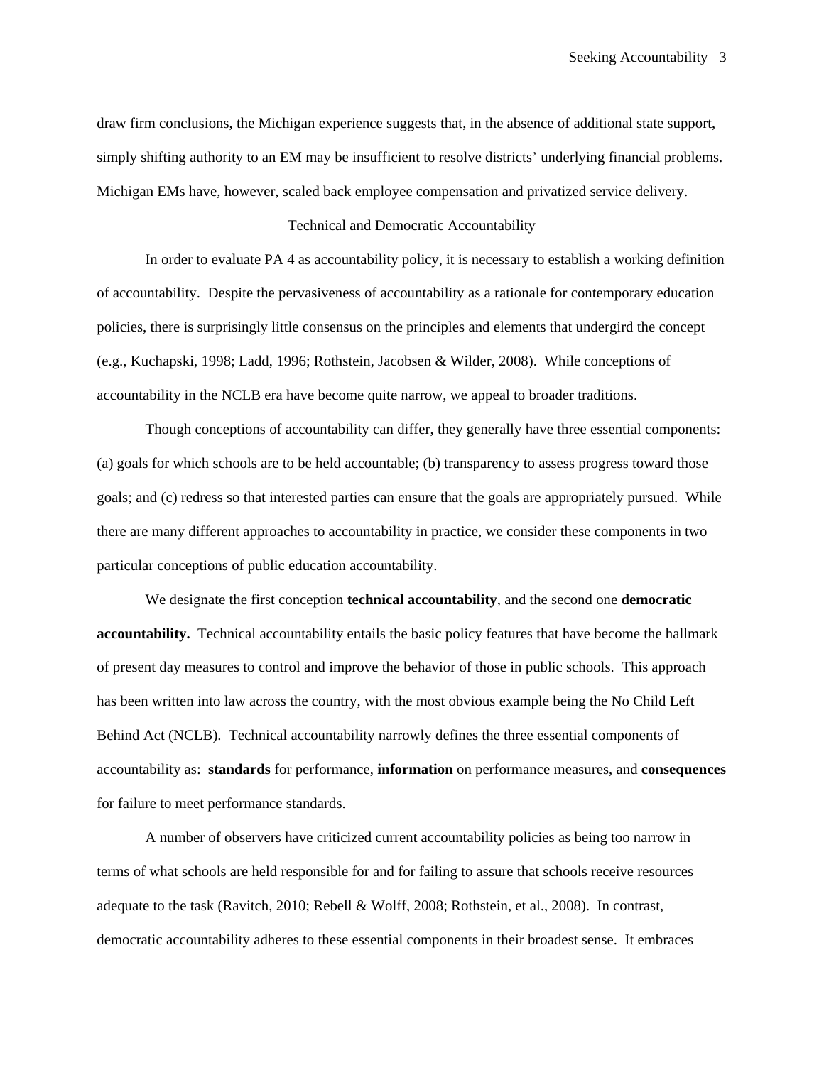draw firm conclusions, the Michigan experience suggests that, in the absence of additional state support, simply shifting authority to an EM may be insufficient to resolve districts' underlying financial problems. Michigan EMs have, however, scaled back employee compensation and privatized service delivery.

## Technical and Democratic Accountability

In order to evaluate PA 4 as accountability policy, it is necessary to establish a working definition of accountability. Despite the pervasiveness of accountability as a rationale for contemporary education policies, there is surprisingly little consensus on the principles and elements that undergird the concept (e.g., Kuchapski, 1998; Ladd, 1996; Rothstein, Jacobsen & Wilder, 2008). While conceptions of accountability in the NCLB era have become quite narrow, we appeal to broader traditions.

Though conceptions of accountability can differ, they generally have three essential components: (a) goals for which schools are to be held accountable; (b) transparency to assess progress toward those goals; and (c) redress so that interested parties can ensure that the goals are appropriately pursued. While there are many different approaches to accountability in practice, we consider these components in two particular conceptions of public education accountability.

We designate the first conception **technical accountability**, and the second one **democratic accountability.** Technical accountability entails the basic policy features that have become the hallmark of present day measures to control and improve the behavior of those in public schools. This approach has been written into law across the country, with the most obvious example being the No Child Left Behind Act (NCLB). Technical accountability narrowly defines the three essential components of accountability as: **standards** for performance, **information** on performance measures, and **consequences** for failure to meet performance standards.

A number of observers have criticized current accountability policies as being too narrow in terms of what schools are held responsible for and for failing to assure that schools receive resources adequate to the task (Ravitch, 2010; Rebell & Wolff, 2008; Rothstein, et al., 2008). In contrast, democratic accountability adheres to these essential components in their broadest sense. It embraces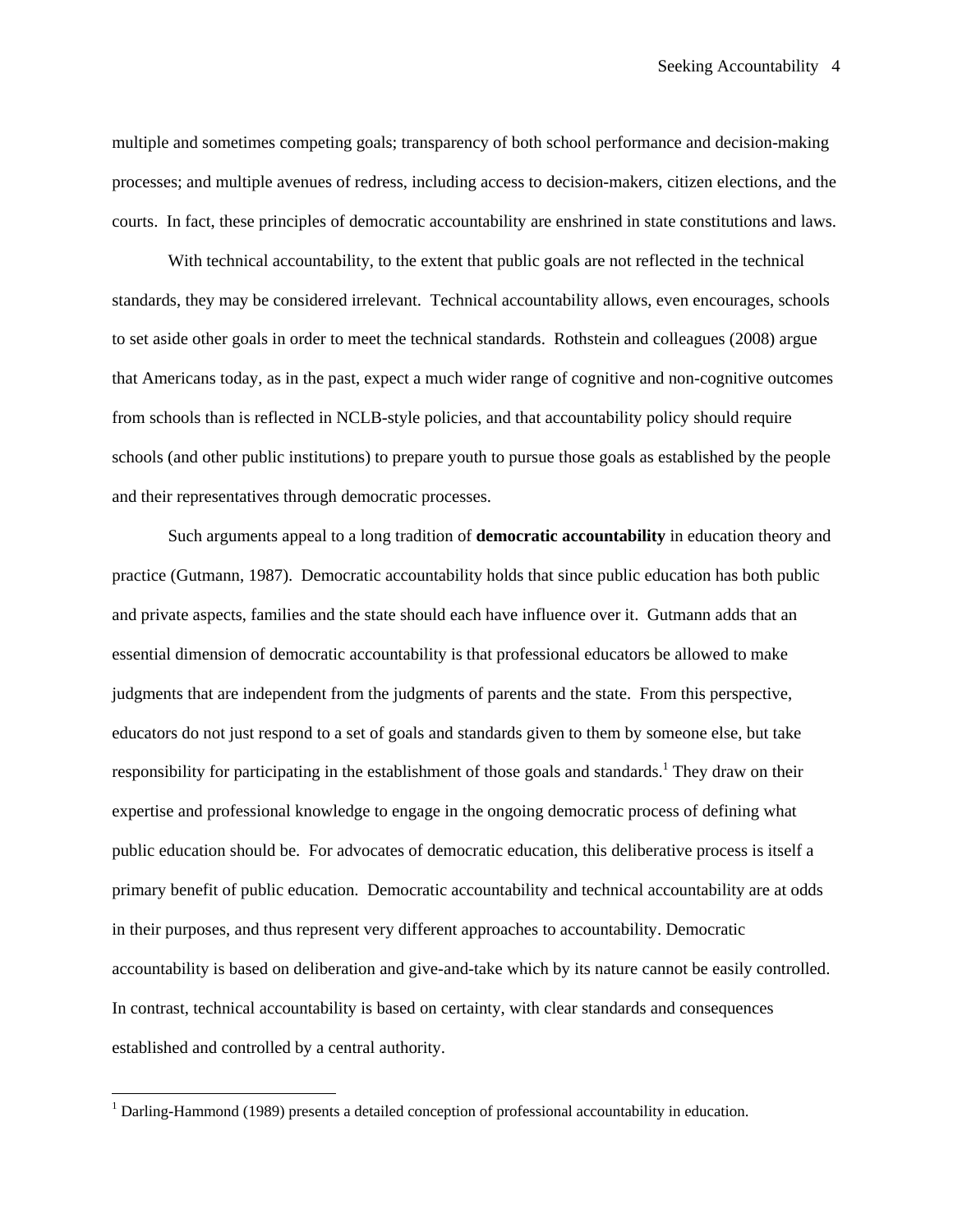multiple and sometimes competing goals; transparency of both school performance and decision-making processes; and multiple avenues of redress, including access to decision-makers, citizen elections, and the courts. In fact, these principles of democratic accountability are enshrined in state constitutions and laws.

With technical accountability, to the extent that public goals are not reflected in the technical standards, they may be considered irrelevant. Technical accountability allows, even encourages, schools to set aside other goals in order to meet the technical standards. Rothstein and colleagues (2008) argue that Americans today, as in the past, expect a much wider range of cognitive and non-cognitive outcomes from schools than is reflected in NCLB-style policies, and that accountability policy should require schools (and other public institutions) to prepare youth to pursue those goals as established by the people and their representatives through democratic processes.

Such arguments appeal to a long tradition of **democratic accountability** in education theory and practice (Gutmann, 1987). Democratic accountability holds that since public education has both public and private aspects, families and the state should each have influence over it. Gutmann adds that an essential dimension of democratic accountability is that professional educators be allowed to make judgments that are independent from the judgments of parents and the state. From this perspective, educators do not just respond to a set of goals and standards given to them by someone else, but take responsibility for participating in the establishment of those goals and standards.[1] They draw on their expertise and professional knowledge to engage in the ongoing democratic process of defining what public education should be. For advocates of democratic education, this deliberative process is itself a primary benefit of public education. Democratic accountability and technical accountability are at odds in their purposes, and thus represent very different approaches to accountability. Democratic accountability is based on deliberation and give-and-take which by its nature cannot be easily controlled. In contrast, technical accountability is based on certainty, with clear standards and consequences established and controlled by a central authority.

---

[1] Darling-Hammond (1989) presents a detailed conception of professional accountability in education.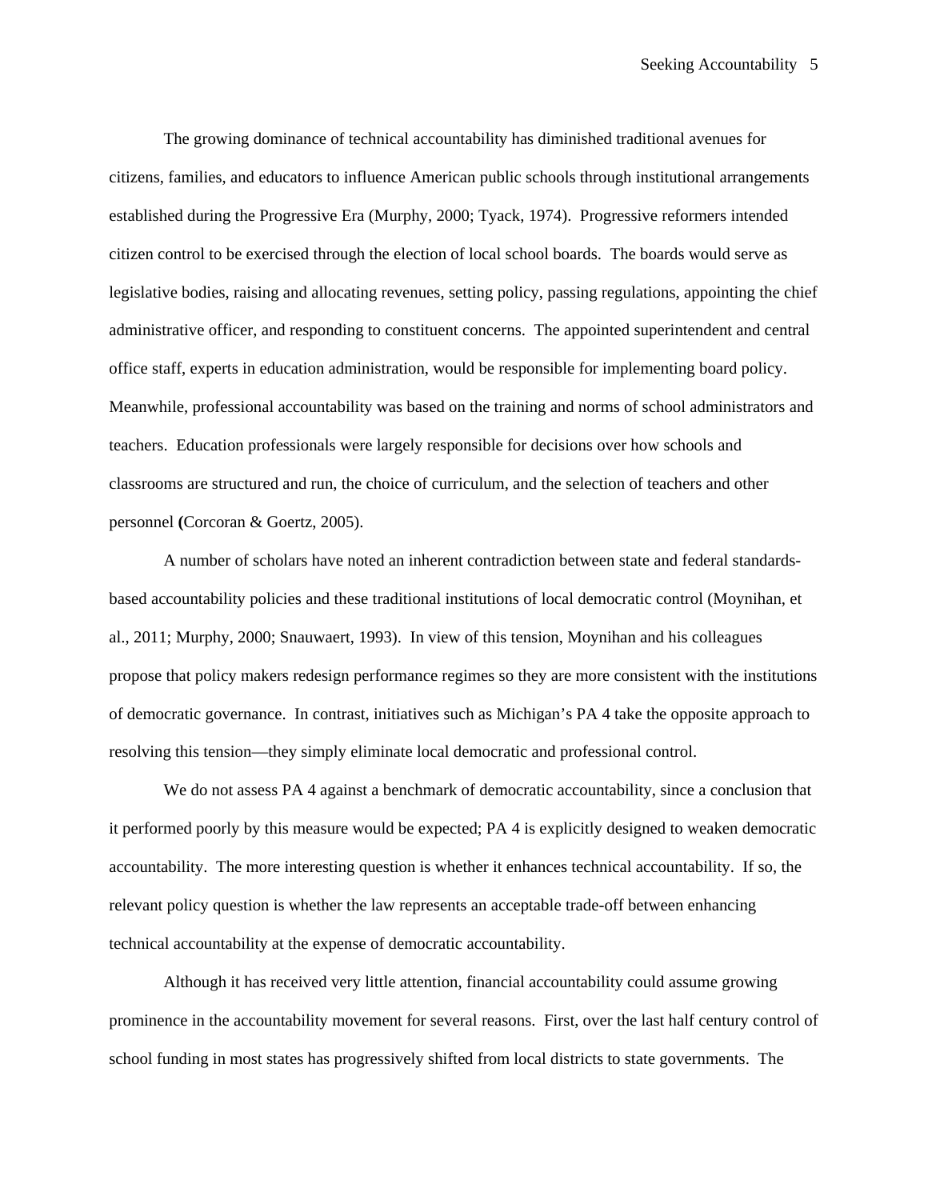The growing dominance of technical accountability has diminished traditional avenues for citizens, families, and educators to influence American public schools through institutional arrangements established during the Progressive Era (Murphy, 2000; Tyack, 1974). Progressive reformers intended citizen control to be exercised through the election of local school boards. The boards would serve as legislative bodies, raising and allocating revenues, setting policy, passing regulations, appointing the chief administrative officer, and responding to constituent concerns. The appointed superintendent and central office staff, experts in education administration, would be responsible for implementing board policy. Meanwhile, professional accountability was based on the training and norms of school administrators and teachers. Education professionals were largely responsible for decisions over how schools and classrooms are structured and run, the choice of curriculum, and the selection of teachers and other personnel **(**Corcoran & Goertz, 2005).

A number of scholars have noted an inherent contradiction between state and federal standards-based accountability policies and these traditional institutions of local democratic control (Moynihan, et al., 2011; Murphy, 2000; Snauwaert, 1993). In view of this tension, Moynihan and his colleagues propose that policy makers redesign performance regimes so they are more consistent with the institutions of democratic governance. In contrast, initiatives such as Michigan's PA 4 take the opposite approach to resolving this tension—they simply eliminate local democratic and professional control.

We do not assess PA 4 against a benchmark of democratic accountability, since a conclusion that it performed poorly by this measure would be expected; PA 4 is explicitly designed to weaken democratic accountability. The more interesting question is whether it enhances technical accountability. If so, the relevant policy question is whether the law represents an acceptable trade-off between enhancing technical accountability at the expense of democratic accountability.

Although it has received very little attention, financial accountability could assume growing prominence in the accountability movement for several reasons. First, over the last half century control of school funding in most states has progressively shifted from local districts to state governments. The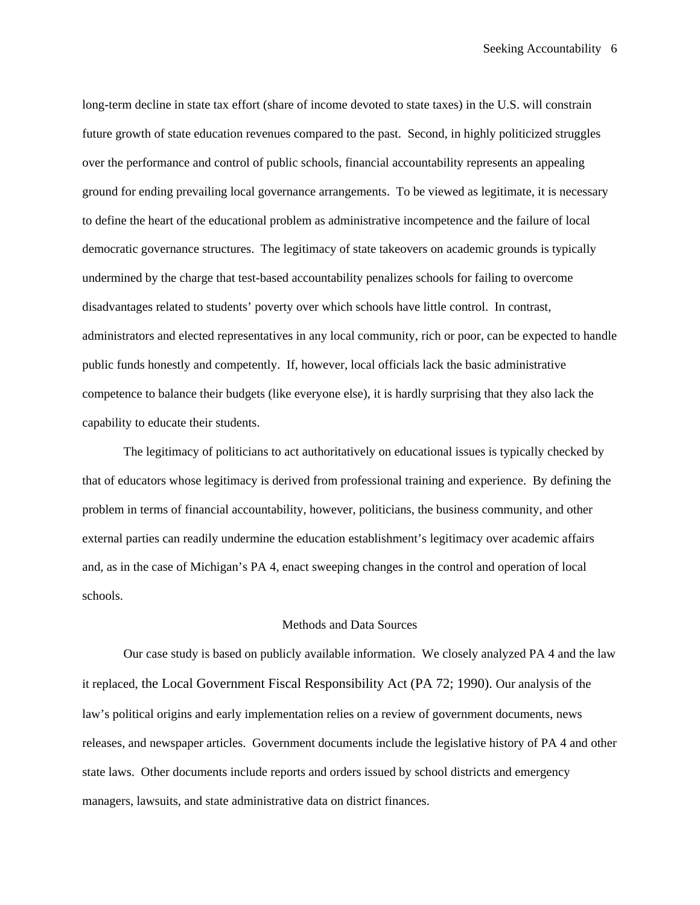long-term decline in state tax effort (share of income devoted to state taxes) in the U.S. will constrain future growth of state education revenues compared to the past. Second, in highly politicized struggles over the performance and control of public schools, financial accountability represents an appealing ground for ending prevailing local governance arrangements. To be viewed as legitimate, it is necessary to define the heart of the educational problem as administrative incompetence and the failure of local democratic governance structures. The legitimacy of state takeovers on academic grounds is typically undermined by the charge that test-based accountability penalizes schools for failing to overcome disadvantages related to students' poverty over which schools have little control. In contrast, administrators and elected representatives in any local community, rich or poor, can be expected to handle public funds honestly and competently. If, however, local officials lack the basic administrative competence to balance their budgets (like everyone else), it is hardly surprising that they also lack the capability to educate their students.

The legitimacy of politicians to act authoritatively on educational issues is typically checked by that of educators whose legitimacy is derived from professional training and experience. By defining the problem in terms of financial accountability, however, politicians, the business community, and other external parties can readily undermine the education establishment's legitimacy over academic affairs and, as in the case of Michigan's PA 4, enact sweeping changes in the control and operation of local schools.

## Methods and Data Sources

Our case study is based on publicly available information. We closely analyzed PA 4 and the law it replaced, the Local Government Fiscal Responsibility Act (PA 72; 1990). Our analysis of the law's political origins and early implementation relies on a review of government documents, news releases, and newspaper articles. Government documents include the legislative history of PA 4 and other state laws. Other documents include reports and orders issued by school districts and emergency managers, lawsuits, and state administrative data on district finances.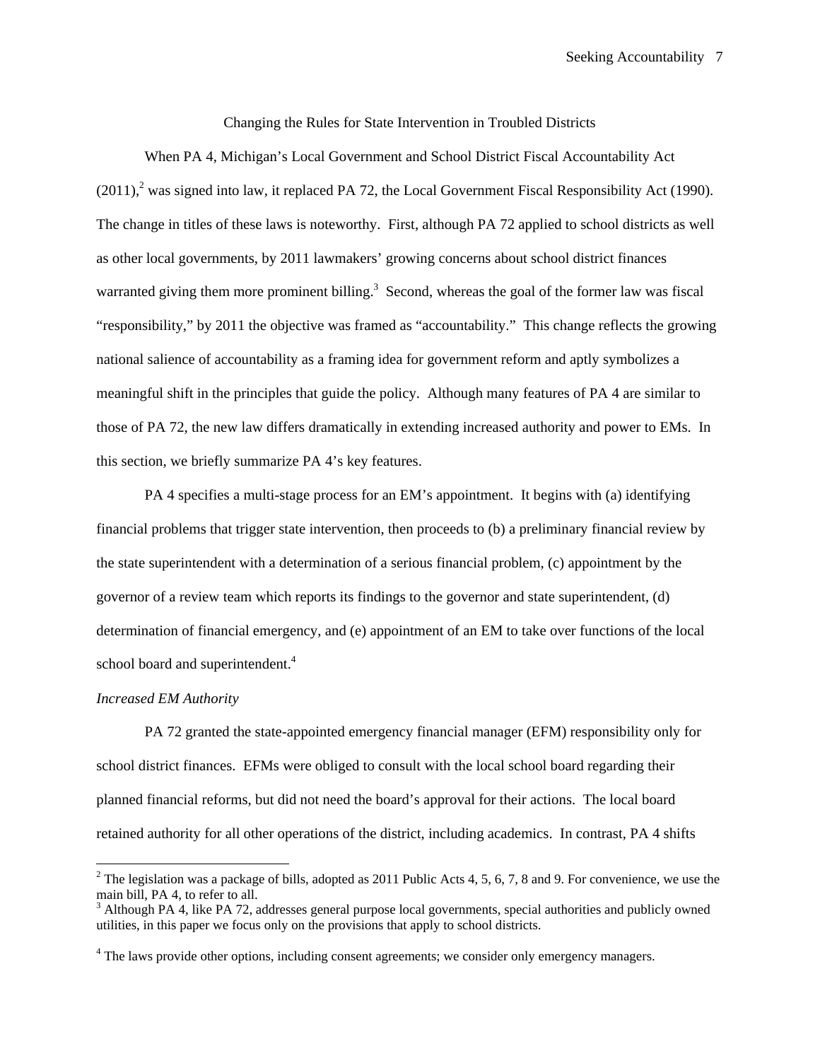## Changing the Rules for State Intervention in Troubled Districts

When PA 4, Michigan's Local Government and School District Fiscal Accountability Act (2011),[2] was signed into law, it replaced PA 72, the Local Government Fiscal Responsibility Act (1990). The change in titles of these laws is noteworthy. First, although PA 72 applied to school districts as well as other local governments, by 2011 lawmakers' growing concerns about school district finances warranted giving them more prominent billing.[3] Second, whereas the goal of the former law was fiscal "responsibility," by 2011 the objective was framed as "accountability." This change reflects the growing national salience of accountability as a framing idea for government reform and aptly symbolizes a meaningful shift in the principles that guide the policy. Although many features of PA 4 are similar to those of PA 72, the new law differs dramatically in extending increased authority and power to EMs. In this section, we briefly summarize PA 4's key features.

PA 4 specifies a multi-stage process for an EM's appointment. It begins with (a) identifying financial problems that trigger state intervention, then proceeds to (b) a preliminary financial review by the state superintendent with a determination of a serious financial problem, (c) appointment by the governor of a review team which reports its findings to the governor and state superintendent, (d) determination of financial emergency, and (e) appointment of an EM to take over functions of the local school board and superintendent.[4]

### *Increased EM Authority*

PA 72 granted the state-appointed emergency financial manager (EFM) responsibility only for school district finances. EFMs were obliged to consult with the local school board regarding their planned financial reforms, but did not need the board's approval for their actions. The local board retained authority for all other operations of the district, including academics. In contrast, PA 4 shifts

---

[2] The legislation was a package of bills, adopted as 2011 Public Acts 4, 5, 6, 7, 8 and 9. For convenience, we use the main bill, PA 4, to refer to all.

[3] Although PA 4, like PA 72, addresses general purpose local governments, special authorities and publicly owned utilities, in this paper we focus only on the provisions that apply to school districts.

[4] The laws provide other options, including consent agreements; we consider only emergency managers.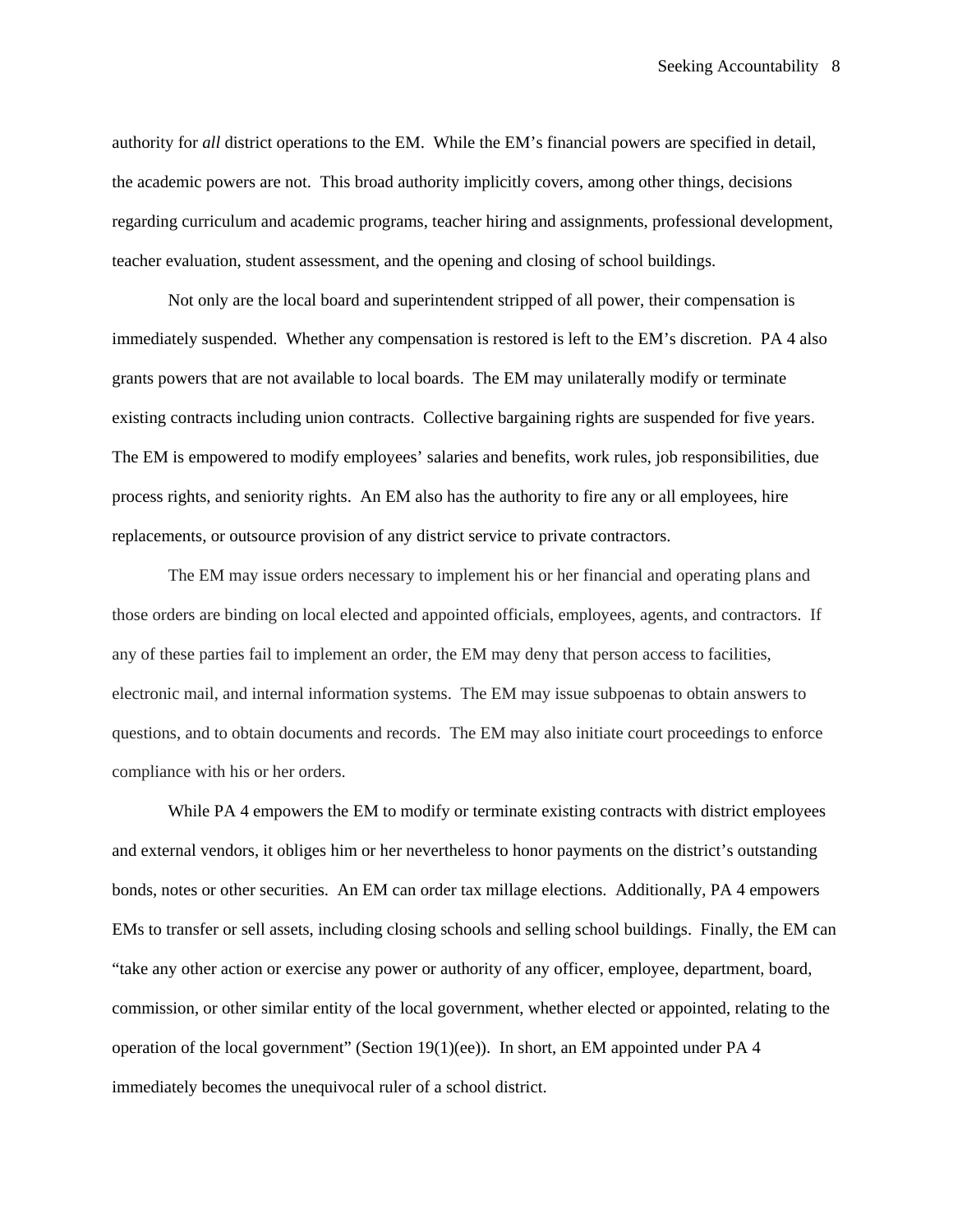authority for *all* district operations to the EM. While the EM's financial powers are specified in detail, the academic powers are not. This broad authority implicitly covers, among other things, decisions regarding curriculum and academic programs, teacher hiring and assignments, professional development, teacher evaluation, student assessment, and the opening and closing of school buildings.

Not only are the local board and superintendent stripped of all power, their compensation is immediately suspended. Whether any compensation is restored is left to the EM's discretion. PA 4 also grants powers that are not available to local boards. The EM may unilaterally modify or terminate existing contracts including union contracts. Collective bargaining rights are suspended for five years. The EM is empowered to modify employees' salaries and benefits, work rules, job responsibilities, due process rights, and seniority rights. An EM also has the authority to fire any or all employees, hire replacements, or outsource provision of any district service to private contractors.

The EM may issue orders necessary to implement his or her financial and operating plans and those orders are binding on local elected and appointed officials, employees, agents, and contractors. If any of these parties fail to implement an order, the EM may deny that person access to facilities, electronic mail, and internal information systems. The EM may issue subpoenas to obtain answers to questions, and to obtain documents and records. The EM may also initiate court proceedings to enforce compliance with his or her orders.

While PA 4 empowers the EM to modify or terminate existing contracts with district employees and external vendors, it obliges him or her nevertheless to honor payments on the district's outstanding bonds, notes or other securities. An EM can order tax millage elections. Additionally, PA 4 empowers EMs to transfer or sell assets, including closing schools and selling school buildings. Finally, the EM can "take any other action or exercise any power or authority of any officer, employee, department, board, commission, or other similar entity of the local government, whether elected or appointed, relating to the operation of the local government" (Section 19(1)(ee)). In short, an EM appointed under PA 4 immediately becomes the unequivocal ruler of a school district.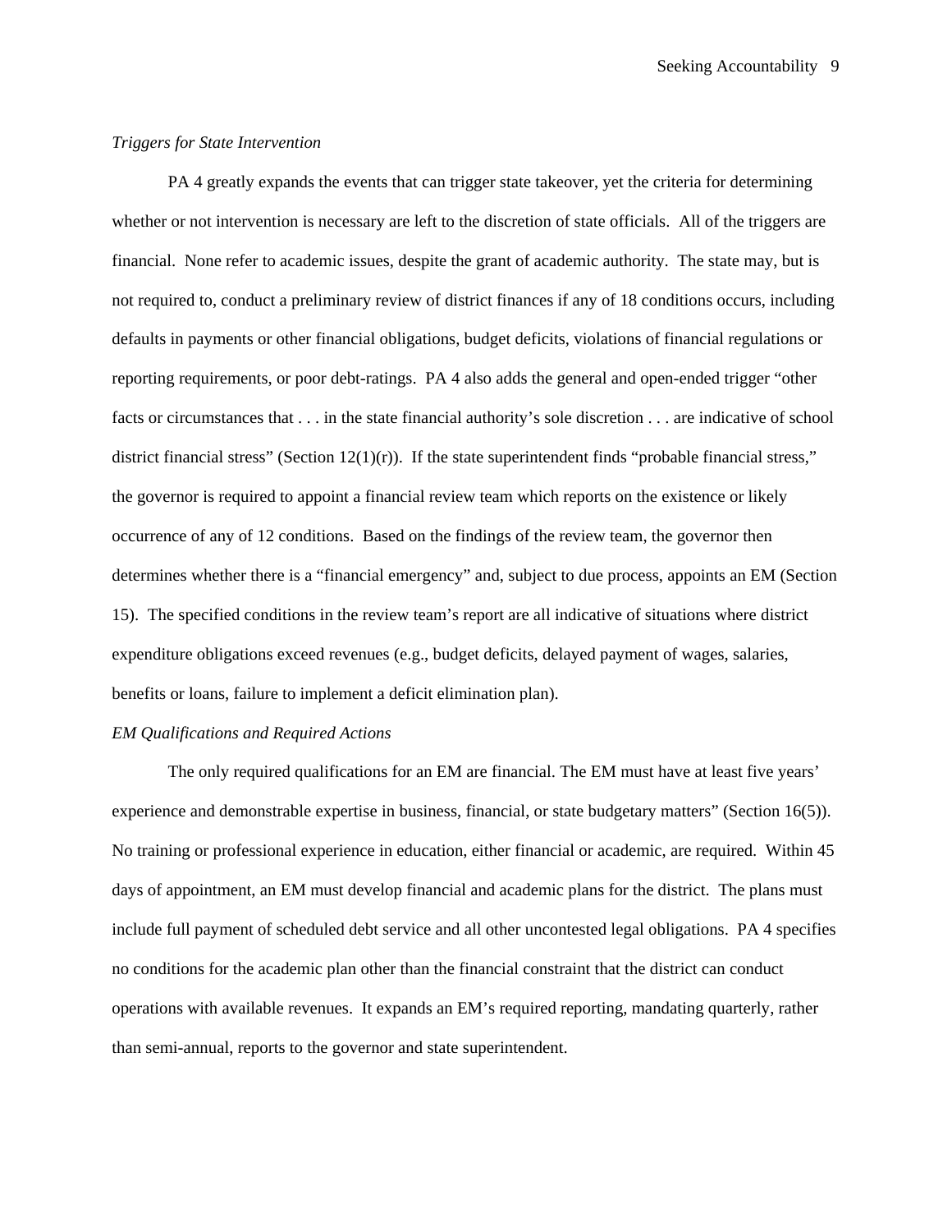*Triggers for State Intervention*

PA 4 greatly expands the events that can trigger state takeover, yet the criteria for determining whether or not intervention is necessary are left to the discretion of state officials. All of the triggers are financial. None refer to academic issues, despite the grant of academic authority. The state may, but is not required to, conduct a preliminary review of district finances if any of 18 conditions occurs, including defaults in payments or other financial obligations, budget deficits, violations of financial regulations or reporting requirements, or poor debt-ratings. PA 4 also adds the general and open-ended trigger "other facts or circumstances that . . . in the state financial authority's sole discretion . . . are indicative of school district financial stress" (Section 12(1)(r)). If the state superintendent finds "probable financial stress," the governor is required to appoint a financial review team which reports on the existence or likely occurrence of any of 12 conditions. Based on the findings of the review team, the governor then determines whether there is a "financial emergency" and, subject to due process, appoints an EM (Section 15). The specified conditions in the review team's report are all indicative of situations where district expenditure obligations exceed revenues (e.g., budget deficits, delayed payment of wages, salaries, benefits or loans, failure to implement a deficit elimination plan).

*EM Qualifications and Required Actions*

The only required qualifications for an EM are financial. The EM must have at least five years' experience and demonstrable expertise in business, financial, or state budgetary matters" (Section 16(5)). No training or professional experience in education, either financial or academic, are required. Within 45 days of appointment, an EM must develop financial and academic plans for the district. The plans must include full payment of scheduled debt service and all other uncontested legal obligations. PA 4 specifies no conditions for the academic plan other than the financial constraint that the district can conduct operations with available revenues. It expands an EM's required reporting, mandating quarterly, rather than semi-annual, reports to the governor and state superintendent.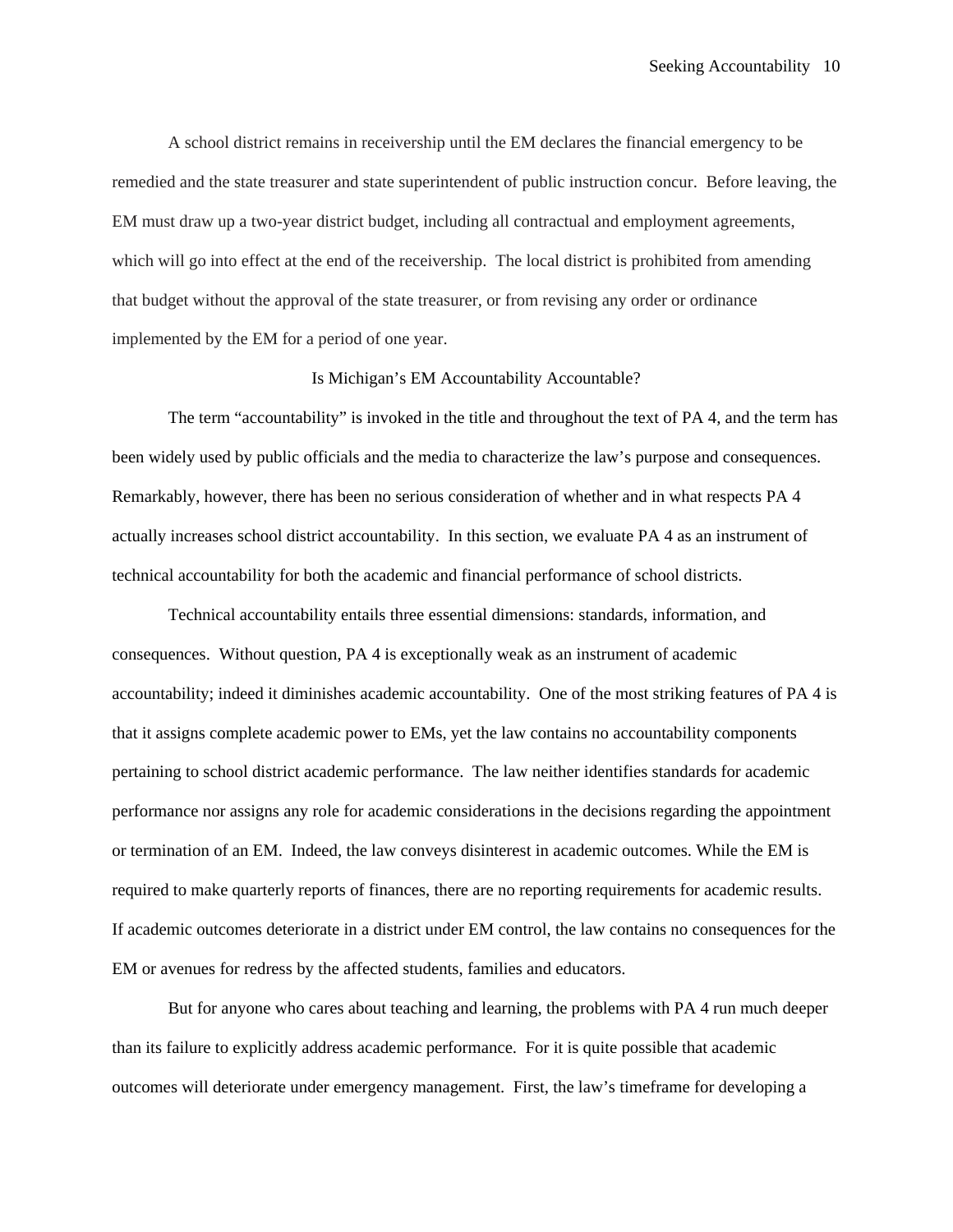A school district remains in receivership until the EM declares the financial emergency to be remedied and the state treasurer and state superintendent of public instruction concur. Before leaving, the EM must draw up a two-year district budget, including all contractual and employment agreements, which will go into effect at the end of the receivership. The local district is prohibited from amending that budget without the approval of the state treasurer, or from revising any order or ordinance implemented by the EM for a period of one year.

## Is Michigan's EM Accountability Accountable?

The term "accountability" is invoked in the title and throughout the text of PA 4, and the term has been widely used by public officials and the media to characterize the law's purpose and consequences. Remarkably, however, there has been no serious consideration of whether and in what respects PA 4 actually increases school district accountability. In this section, we evaluate PA 4 as an instrument of technical accountability for both the academic and financial performance of school districts.

Technical accountability entails three essential dimensions: standards, information, and consequences. Without question, PA 4 is exceptionally weak as an instrument of academic accountability; indeed it diminishes academic accountability. One of the most striking features of PA 4 is that it assigns complete academic power to EMs, yet the law contains no accountability components pertaining to school district academic performance. The law neither identifies standards for academic performance nor assigns any role for academic considerations in the decisions regarding the appointment or termination of an EM. Indeed, the law conveys disinterest in academic outcomes. While the EM is required to make quarterly reports of finances, there are no reporting requirements for academic results. If academic outcomes deteriorate in a district under EM control, the law contains no consequences for the EM or avenues for redress by the affected students, families and educators.

But for anyone who cares about teaching and learning, the problems with PA 4 run much deeper than its failure to explicitly address academic performance. For it is quite possible that academic outcomes will deteriorate under emergency management. First, the law's timeframe for developing a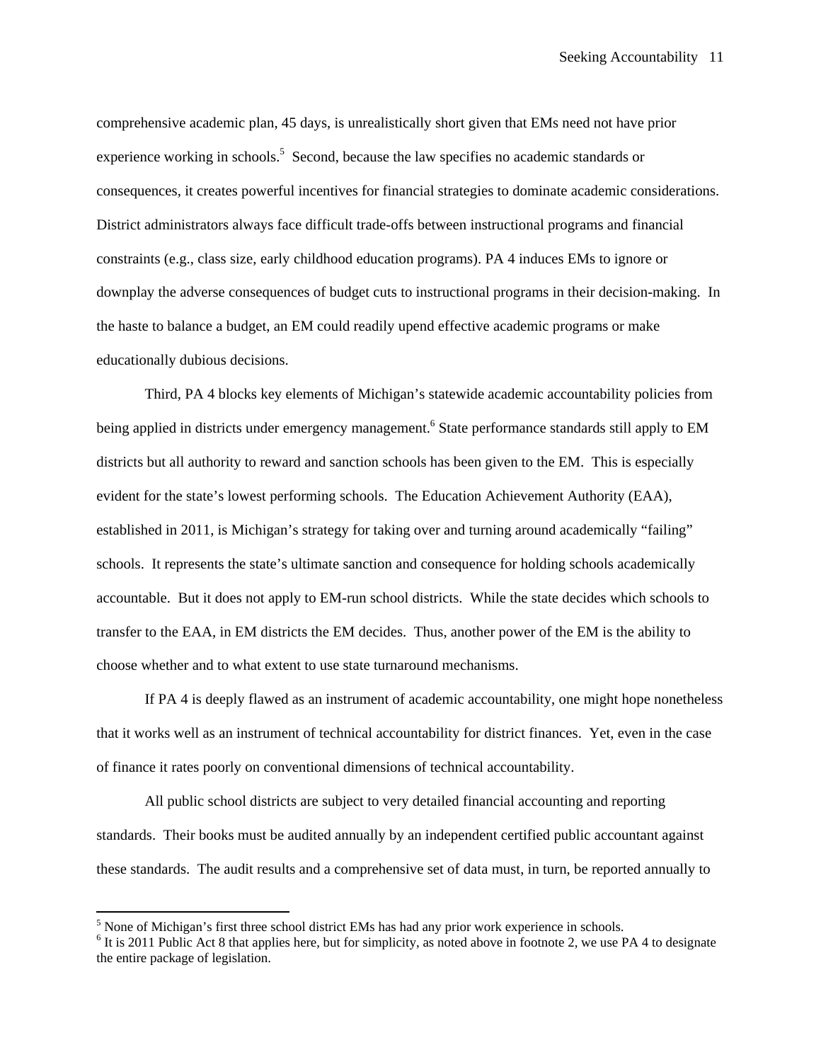comprehensive academic plan, 45 days, is unrealistically short given that EMs need not have prior experience working in schools.[5] Second, because the law specifies no academic standards or consequences, it creates powerful incentives for financial strategies to dominate academic considerations. District administrators always face difficult trade-offs between instructional programs and financial constraints (e.g., class size, early childhood education programs). PA 4 induces EMs to ignore or downplay the adverse consequences of budget cuts to instructional programs in their decision-making. In the haste to balance a budget, an EM could readily upend effective academic programs or make educationally dubious decisions.

Third, PA 4 blocks key elements of Michigan's statewide academic accountability policies from being applied in districts under emergency management.[6] State performance standards still apply to EM districts but all authority to reward and sanction schools has been given to the EM. This is especially evident for the state's lowest performing schools. The Education Achievement Authority (EAA), established in 2011, is Michigan's strategy for taking over and turning around academically "failing" schools. It represents the state's ultimate sanction and consequence for holding schools academically accountable. But it does not apply to EM-run school districts. While the state decides which schools to transfer to the EAA, in EM districts the EM decides. Thus, another power of the EM is the ability to choose whether and to what extent to use state turnaround mechanisms.

If PA 4 is deeply flawed as an instrument of academic accountability, one might hope nonetheless that it works well as an instrument of technical accountability for district finances. Yet, even in the case of finance it rates poorly on conventional dimensions of technical accountability.

All public school districts are subject to very detailed financial accounting and reporting standards. Their books must be audited annually by an independent certified public accountant against these standards. The audit results and a comprehensive set of data must, in turn, be reported annually to

---

[5] None of Michigan's first three school district EMs has had any prior work experience in schools.

[6] It is 2011 Public Act 8 that applies here, but for simplicity, as noted above in footnote 2, we use PA 4 to designate the entire package of legislation.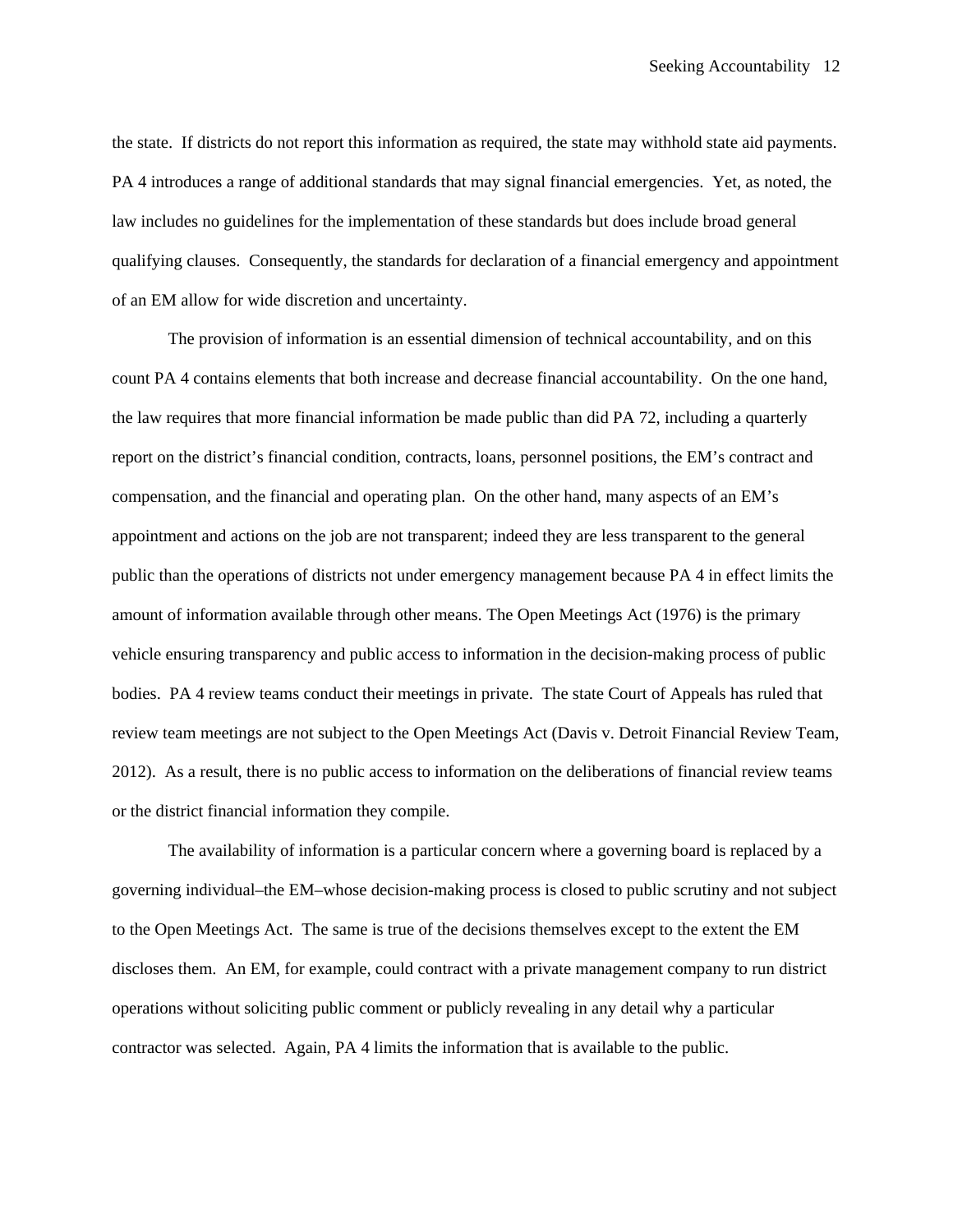the state. If districts do not report this information as required, the state may withhold state aid payments. PA 4 introduces a range of additional standards that may signal financial emergencies. Yet, as noted, the law includes no guidelines for the implementation of these standards but does include broad general qualifying clauses. Consequently, the standards for declaration of a financial emergency and appointment of an EM allow for wide discretion and uncertainty.

The provision of information is an essential dimension of technical accountability, and on this count PA 4 contains elements that both increase and decrease financial accountability. On the one hand, the law requires that more financial information be made public than did PA 72, including a quarterly report on the district's financial condition, contracts, loans, personnel positions, the EM's contract and compensation, and the financial and operating plan. On the other hand, many aspects of an EM's appointment and actions on the job are not transparent; indeed they are less transparent to the general public than the operations of districts not under emergency management because PA 4 in effect limits the amount of information available through other means. The Open Meetings Act (1976) is the primary vehicle ensuring transparency and public access to information in the decision-making process of public bodies. PA 4 review teams conduct their meetings in private. The state Court of Appeals has ruled that review team meetings are not subject to the Open Meetings Act (Davis v. Detroit Financial Review Team, 2012). As a result, there is no public access to information on the deliberations of financial review teams or the district financial information they compile.

The availability of information is a particular concern where a governing board is replaced by a governing individual–the EM–whose decision-making process is closed to public scrutiny and not subject to the Open Meetings Act. The same is true of the decisions themselves except to the extent the EM discloses them. An EM, for example, could contract with a private management company to run district operations without soliciting public comment or publicly revealing in any detail why a particular contractor was selected. Again, PA 4 limits the information that is available to the public.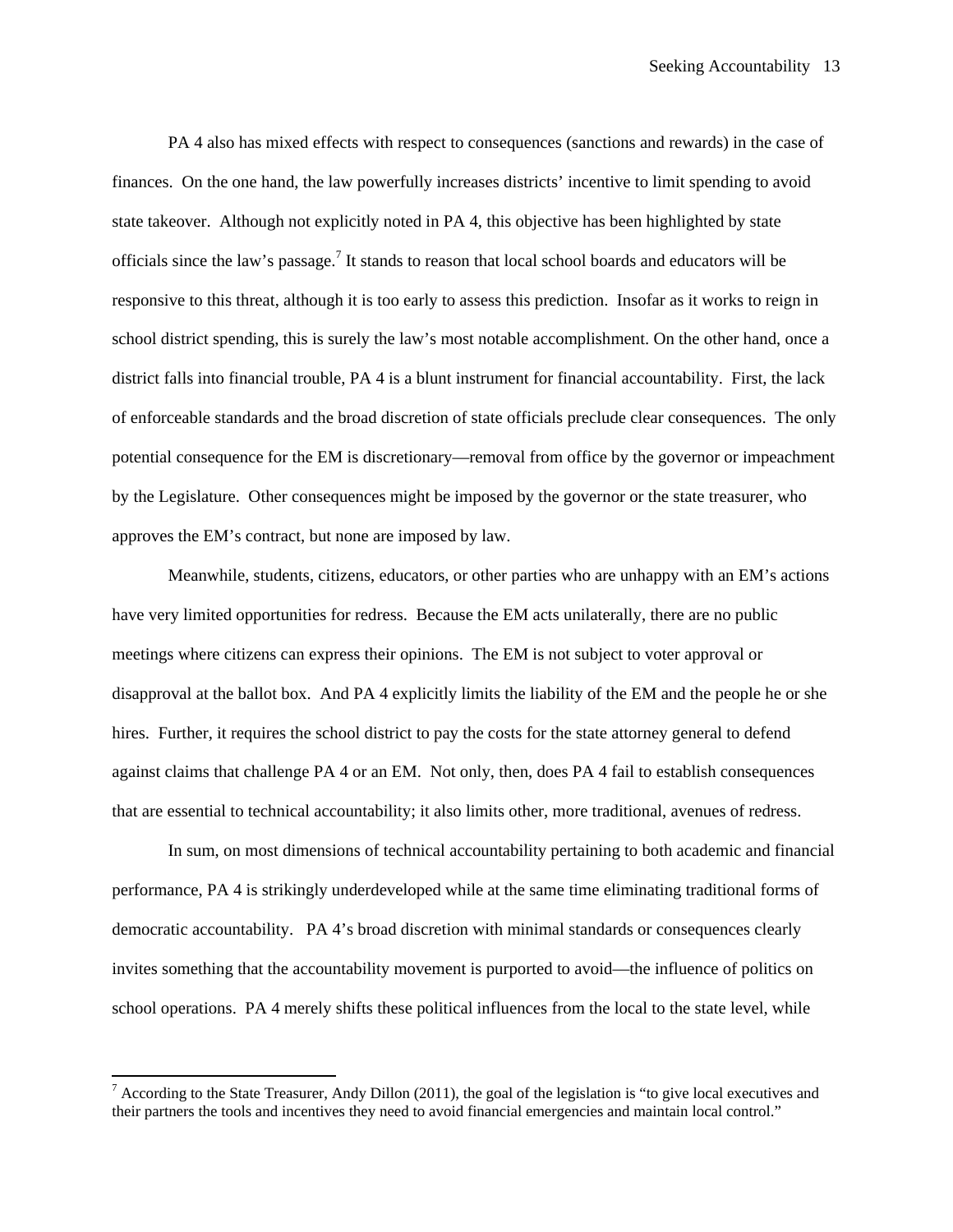PA 4 also has mixed effects with respect to consequences (sanctions and rewards) in the case of finances. On the one hand, the law powerfully increases districts' incentive to limit spending to avoid state takeover. Although not explicitly noted in PA 4, this objective has been highlighted by state officials since the law's passage.[7] It stands to reason that local school boards and educators will be responsive to this threat, although it is too early to assess this prediction. Insofar as it works to reign in school district spending, this is surely the law's most notable accomplishment. On the other hand, once a district falls into financial trouble, PA 4 is a blunt instrument for financial accountability. First, the lack of enforceable standards and the broad discretion of state officials preclude clear consequences. The only potential consequence for the EM is discretionary—removal from office by the governor or impeachment by the Legislature. Other consequences might be imposed by the governor or the state treasurer, who approves the EM's contract, but none are imposed by law.

Meanwhile, students, citizens, educators, or other parties who are unhappy with an EM's actions have very limited opportunities for redress. Because the EM acts unilaterally, there are no public meetings where citizens can express their opinions. The EM is not subject to voter approval or disapproval at the ballot box. And PA 4 explicitly limits the liability of the EM and the people he or she hires. Further, it requires the school district to pay the costs for the state attorney general to defend against claims that challenge PA 4 or an EM. Not only, then, does PA 4 fail to establish consequences that are essential to technical accountability; it also limits other, more traditional, avenues of redress.

In sum, on most dimensions of technical accountability pertaining to both academic and financial performance, PA 4 is strikingly underdeveloped while at the same time eliminating traditional forms of democratic accountability. PA 4's broad discretion with minimal standards or consequences clearly invites something that the accountability movement is purported to avoid—the influence of politics on school operations. PA 4 merely shifts these political influences from the local to the state level, while

[7] According to the State Treasurer, Andy Dillon (2011), the goal of the legislation is "to give local executives and their partners the tools and incentives they need to avoid financial emergencies and maintain local control."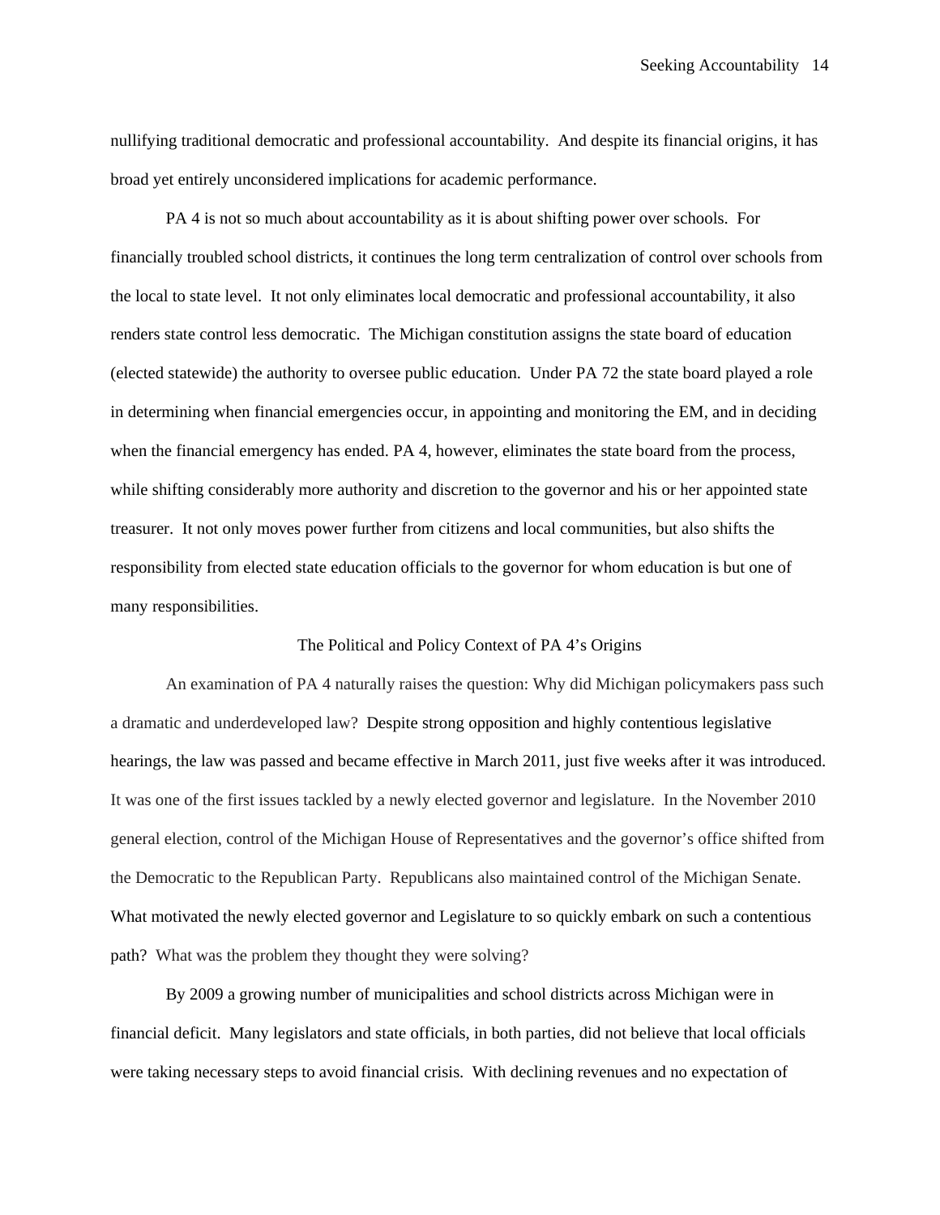nullifying traditional democratic and professional accountability. And despite its financial origins, it has broad yet entirely unconsidered implications for academic performance.

PA 4 is not so much about accountability as it is about shifting power over schools. For financially troubled school districts, it continues the long term centralization of control over schools from the local to state level. It not only eliminates local democratic and professional accountability, it also renders state control less democratic. The Michigan constitution assigns the state board of education (elected statewide) the authority to oversee public education. Under PA 72 the state board played a role in determining when financial emergencies occur, in appointing and monitoring the EM, and in deciding when the financial emergency has ended. PA 4, however, eliminates the state board from the process, while shifting considerably more authority and discretion to the governor and his or her appointed state treasurer. It not only moves power further from citizens and local communities, but also shifts the responsibility from elected state education officials to the governor for whom education is but one of many responsibilities.

## The Political and Policy Context of PA 4's Origins

An examination of PA 4 naturally raises the question: Why did Michigan policymakers pass such a dramatic and underdeveloped law? Despite strong opposition and highly contentious legislative hearings, the law was passed and became effective in March 2011, just five weeks after it was introduced. It was one of the first issues tackled by a newly elected governor and legislature. In the November 2010 general election, control of the Michigan House of Representatives and the governor's office shifted from the Democratic to the Republican Party. Republicans also maintained control of the Michigan Senate. What motivated the newly elected governor and Legislature to so quickly embark on such a contentious path? What was the problem they thought they were solving?

By 2009 a growing number of municipalities and school districts across Michigan were in financial deficit. Many legislators and state officials, in both parties, did not believe that local officials were taking necessary steps to avoid financial crisis. With declining revenues and no expectation of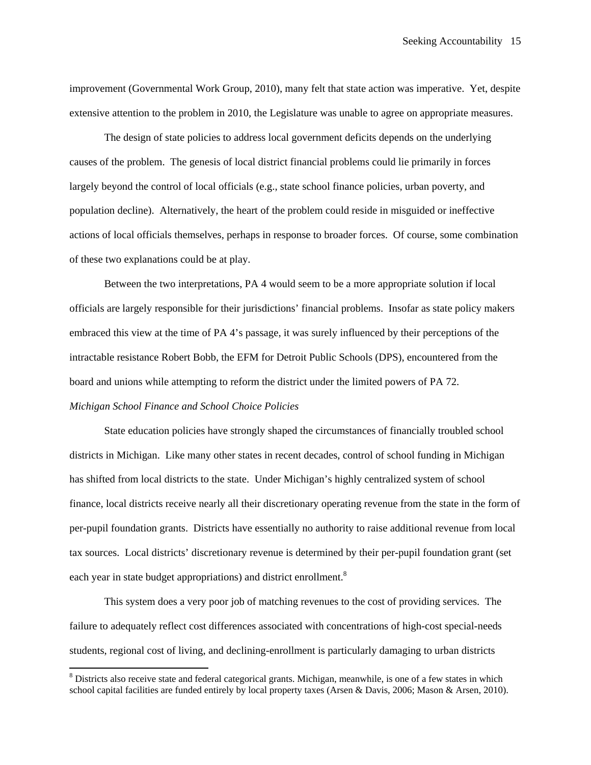improvement (Governmental Work Group, 2010), many felt that state action was imperative. Yet, despite extensive attention to the problem in 2010, the Legislature was unable to agree on appropriate measures.

The design of state policies to address local government deficits depends on the underlying causes of the problem. The genesis of local district financial problems could lie primarily in forces largely beyond the control of local officials (e.g., state school finance policies, urban poverty, and population decline). Alternatively, the heart of the problem could reside in misguided or ineffective actions of local officials themselves, perhaps in response to broader forces. Of course, some combination of these two explanations could be at play.

Between the two interpretations, PA 4 would seem to be a more appropriate solution if local officials are largely responsible for their jurisdictions' financial problems. Insofar as state policy makers embraced this view at the time of PA 4's passage, it was surely influenced by their perceptions of the intractable resistance Robert Bobb, the EFM for Detroit Public Schools (DPS), encountered from the board and unions while attempting to reform the district under the limited powers of PA 72.

*Michigan School Finance and School Choice Policies*

State education policies have strongly shaped the circumstances of financially troubled school districts in Michigan. Like many other states in recent decades, control of school funding in Michigan has shifted from local districts to the state. Under Michigan's highly centralized system of school finance, local districts receive nearly all their discretionary operating revenue from the state in the form of per-pupil foundation grants. Districts have essentially no authority to raise additional revenue from local tax sources. Local districts' discretionary revenue is determined by their per-pupil foundation grant (set each year in state budget appropriations) and district enrollment.[8]

This system does a very poor job of matching revenues to the cost of providing services. The failure to adequately reflect cost differences associated with concentrations of high-cost special-needs students, regional cost of living, and declining-enrollment is particularly damaging to urban districts

[8] Districts also receive state and federal categorical grants. Michigan, meanwhile, is one of a few states in which school capital facilities are funded entirely by local property taxes (Arsen & Davis, 2006; Mason & Arsen, 2010).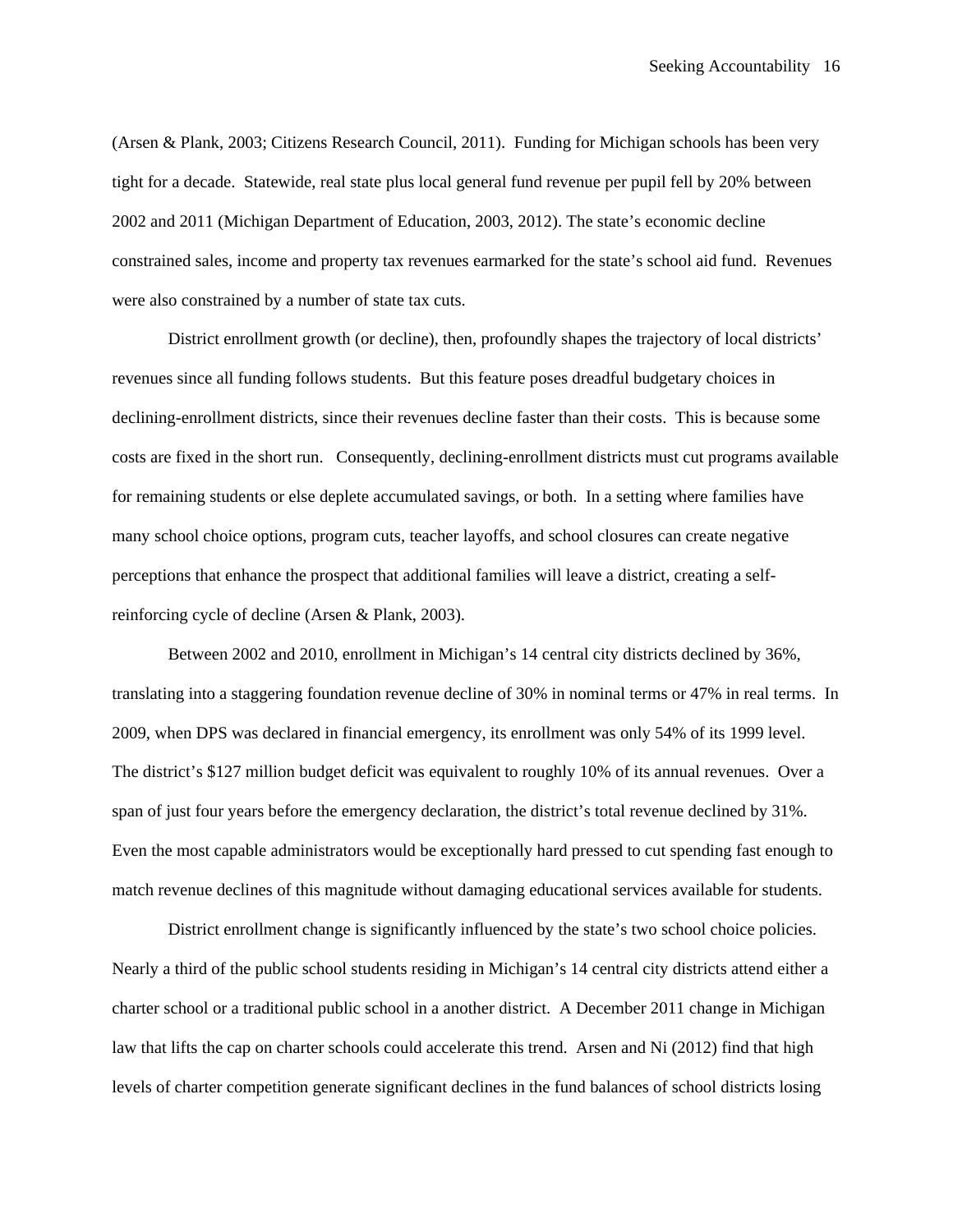(Arsen & Plank, 2003; Citizens Research Council, 2011). Funding for Michigan schools has been very tight for a decade. Statewide, real state plus local general fund revenue per pupil fell by 20% between 2002 and 2011 (Michigan Department of Education, 2003, 2012). The state's economic decline constrained sales, income and property tax revenues earmarked for the state's school aid fund. Revenues were also constrained by a number of state tax cuts.

District enrollment growth (or decline), then, profoundly shapes the trajectory of local districts' revenues since all funding follows students. But this feature poses dreadful budgetary choices in declining-enrollment districts, since their revenues decline faster than their costs. This is because some costs are fixed in the short run. Consequently, declining-enrollment districts must cut programs available for remaining students or else deplete accumulated savings, or both. In a setting where families have many school choice options, program cuts, teacher layoffs, and school closures can create negative perceptions that enhance the prospect that additional families will leave a district, creating a self-reinforcing cycle of decline (Arsen & Plank, 2003).

Between 2002 and 2010, enrollment in Michigan's 14 central city districts declined by 36%, translating into a staggering foundation revenue decline of 30% in nominal terms or 47% in real terms. In 2009, when DPS was declared in financial emergency, its enrollment was only 54% of its 1999 level. The district's $127 million budget deficit was equivalent to roughly 10% of its annual revenues. Over a span of just four years before the emergency declaration, the district's total revenue declined by 31%. Even the most capable administrators would be exceptionally hard pressed to cut spending fast enough to match revenue declines of this magnitude without damaging educational services available for students.

District enrollment change is significantly influenced by the state's two school choice policies. Nearly a third of the public school students residing in Michigan's 14 central city districts attend either a charter school or a traditional public school in a another district. A December 2011 change in Michigan law that lifts the cap on charter schools could accelerate this trend. Arsen and Ni (2012) find that high levels of charter competition generate significant declines in the fund balances of school districts losing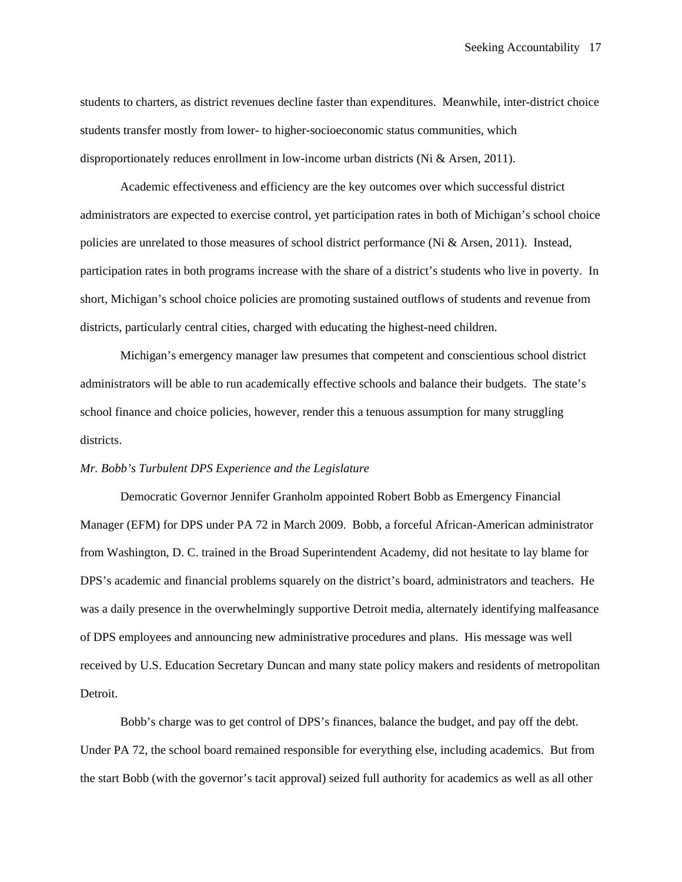students to charters, as district revenues decline faster than expenditures. Meanwhile, inter-district choice students transfer mostly from lower- to higher-socioeconomic status communities, which disproportionately reduces enrollment in low-income urban districts (Ni & Arsen, 2011).

Academic effectiveness and efficiency are the key outcomes over which successful district administrators are expected to exercise control, yet participation rates in both of Michigan's school choice policies are unrelated to those measures of school district performance (Ni & Arsen, 2011). Instead, participation rates in both programs increase with the share of a district's students who live in poverty. In short, Michigan's school choice policies are promoting sustained outflows of students and revenue from districts, particularly central cities, charged with educating the highest-need children.

Michigan's emergency manager law presumes that competent and conscientious school district administrators will be able to run academically effective schools and balance their budgets. The state's school finance and choice policies, however, render this a tenuous assumption for many struggling districts.

*Mr. Bobb's Turbulent DPS Experience and the Legislature*

Democratic Governor Jennifer Granholm appointed Robert Bobb as Emergency Financial Manager (EFM) for DPS under PA 72 in March 2009. Bobb, a forceful African-American administrator from Washington, D. C. trained in the Broad Superintendent Academy, did not hesitate to lay blame for DPS's academic and financial problems squarely on the district's board, administrators and teachers. He was a daily presence in the overwhelmingly supportive Detroit media, alternately identifying malfeasance of DPS employees and announcing new administrative procedures and plans. His message was well received by U.S. Education Secretary Duncan and many state policy makers and residents of metropolitan Detroit.

Bobb's charge was to get control of DPS's finances, balance the budget, and pay off the debt. Under PA 72, the school board remained responsible for everything else, including academics. But from the start Bobb (with the governor's tacit approval) seized full authority for academics as well as all other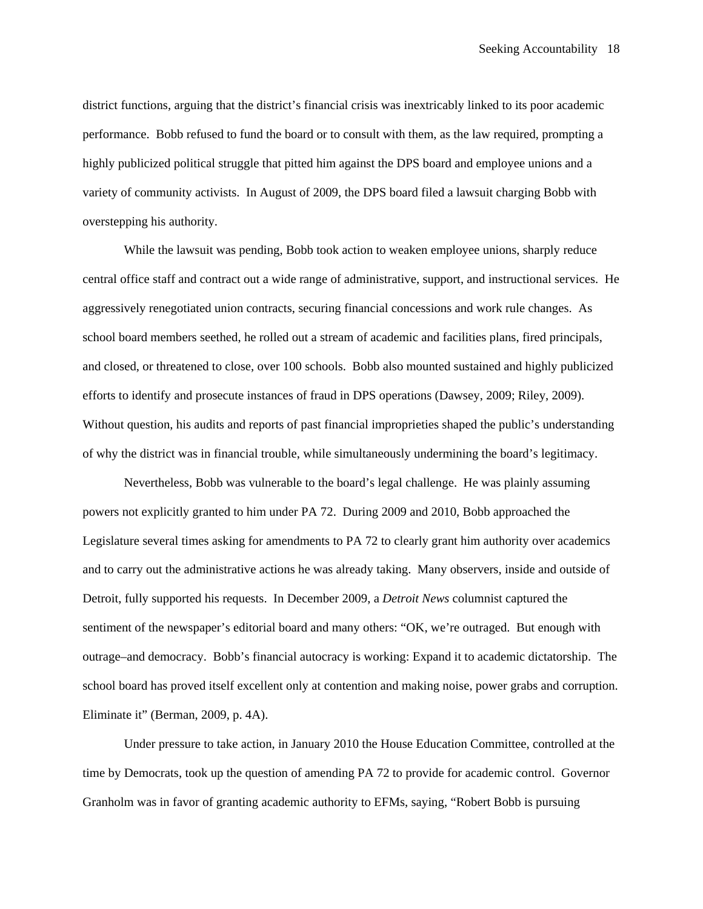district functions, arguing that the district's financial crisis was inextricably linked to its poor academic performance. Bobb refused to fund the board or to consult with them, as the law required, prompting a highly publicized political struggle that pitted him against the DPS board and employee unions and a variety of community activists. In August of 2009, the DPS board filed a lawsuit charging Bobb with overstepping his authority.

While the lawsuit was pending, Bobb took action to weaken employee unions, sharply reduce central office staff and contract out a wide range of administrative, support, and instructional services. He aggressively renegotiated union contracts, securing financial concessions and work rule changes. As school board members seethed, he rolled out a stream of academic and facilities plans, fired principals, and closed, or threatened to close, over 100 schools. Bobb also mounted sustained and highly publicized efforts to identify and prosecute instances of fraud in DPS operations (Dawsey, 2009; Riley, 2009). Without question, his audits and reports of past financial improprieties shaped the public's understanding of why the district was in financial trouble, while simultaneously undermining the board's legitimacy.

Nevertheless, Bobb was vulnerable to the board's legal challenge. He was plainly assuming powers not explicitly granted to him under PA 72. During 2009 and 2010, Bobb approached the Legislature several times asking for amendments to PA 72 to clearly grant him authority over academics and to carry out the administrative actions he was already taking. Many observers, inside and outside of Detroit, fully supported his requests. In December 2009, a *Detroit News* columnist captured the sentiment of the newspaper's editorial board and many others: "OK, we're outraged. But enough with outrage–and democracy. Bobb's financial autocracy is working: Expand it to academic dictatorship. The school board has proved itself excellent only at contention and making noise, power grabs and corruption. Eliminate it" (Berman, 2009, p. 4A).

Under pressure to take action, in January 2010 the House Education Committee, controlled at the time by Democrats, took up the question of amending PA 72 to provide for academic control. Governor Granholm was in favor of granting academic authority to EFMs, saying, "Robert Bobb is pursuing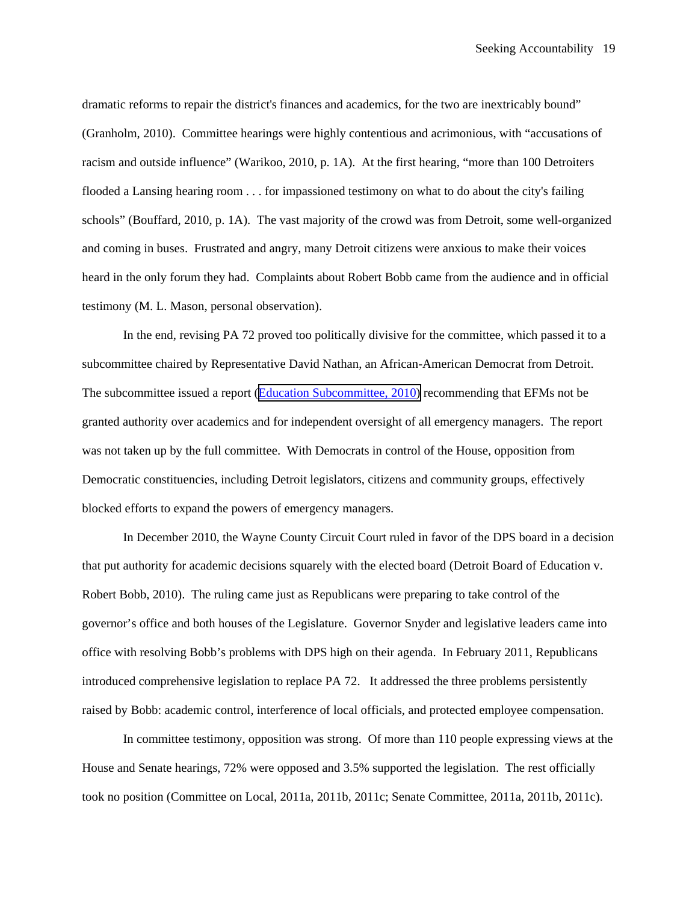dramatic reforms to repair the district's finances and academics, for the two are inextricably bound" (Granholm, 2010). Committee hearings were highly contentious and acrimonious, with "accusations of racism and outside influence" (Warikoo, 2010, p. 1A). At the first hearing, "more than 100 Detroiters flooded a Lansing hearing room . . . for impassioned testimony on what to do about the city's failing schools" (Bouffard, 2010, p. 1A). The vast majority of the crowd was from Detroit, some well-organized and coming in buses. Frustrated and angry, many Detroit citizens were anxious to make their voices heard in the only forum they had. Complaints about Robert Bobb came from the audience and in official testimony (M. L. Mason, personal observation).

In the end, revising PA 72 proved too politically divisive for the committee, which passed it to a subcommittee chaired by Representative David Nathan, an African-American Democrat from Detroit. The subcommittee issued a report (Education Subcommittee, 2010) recommending that EFMs not be granted authority over academics and for independent oversight of all emergency managers. The report was not taken up by the full committee. With Democrats in control of the House, opposition from Democratic constituencies, including Detroit legislators, citizens and community groups, effectively blocked efforts to expand the powers of emergency managers.

In December 2010, the Wayne County Circuit Court ruled in favor of the DPS board in a decision that put authority for academic decisions squarely with the elected board (Detroit Board of Education v. Robert Bobb, 2010). The ruling came just as Republicans were preparing to take control of the governor's office and both houses of the Legislature. Governor Snyder and legislative leaders came into office with resolving Bobb's problems with DPS high on their agenda. In February 2011, Republicans introduced comprehensive legislation to replace PA 72. It addressed the three problems persistently raised by Bobb: academic control, interference of local officials, and protected employee compensation.

In committee testimony, opposition was strong. Of more than 110 people expressing views at the House and Senate hearings, 72% were opposed and 3.5% supported the legislation. The rest officially took no position (Committee on Local, 2011a, 2011b, 2011c; Senate Committee, 2011a, 2011b, 2011c).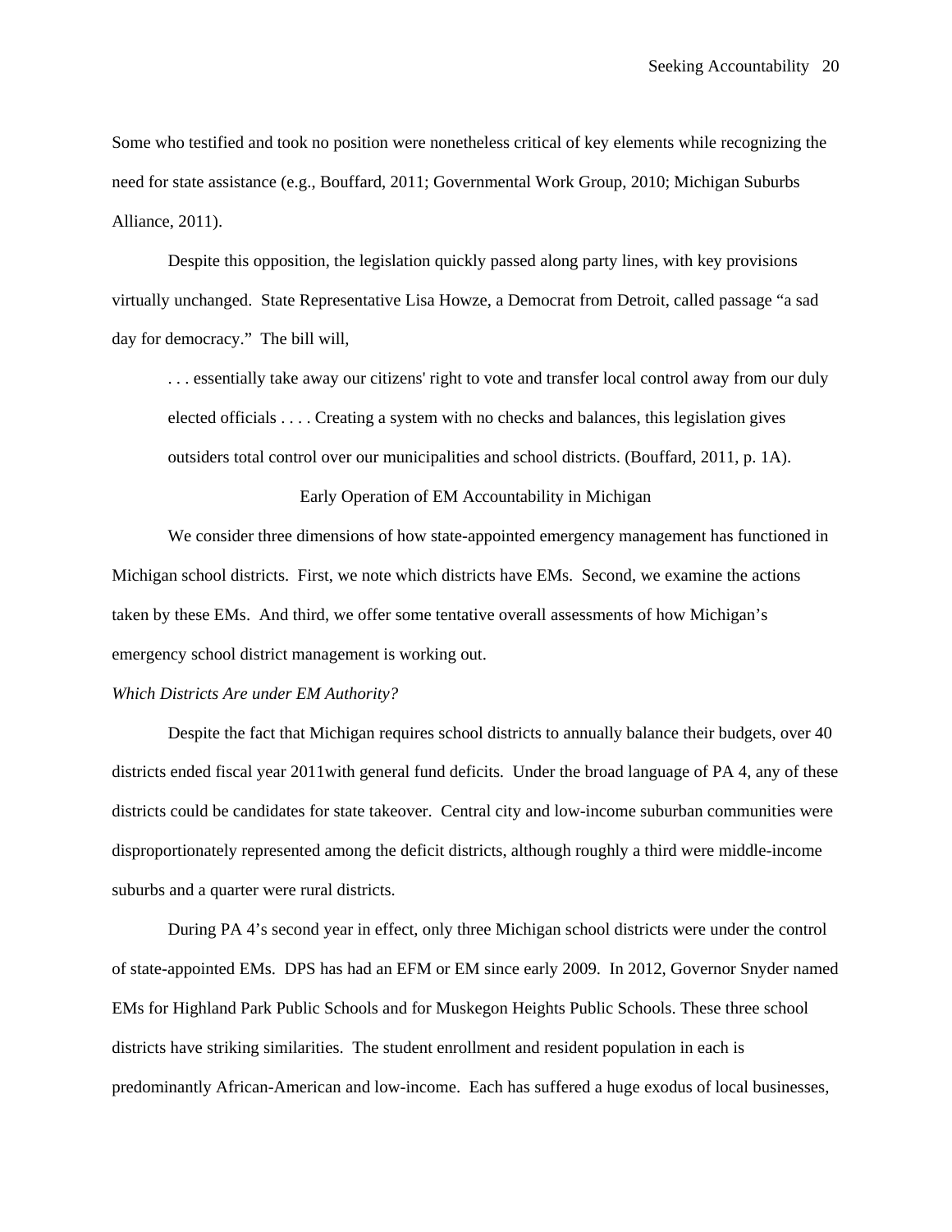Some who testified and took no position were nonetheless critical of key elements while recognizing the need for state assistance (e.g., Bouffard, 2011; Governmental Work Group, 2010; Michigan Suburbs Alliance, 2011).

Despite this opposition, the legislation quickly passed along party lines, with key provisions virtually unchanged. State Representative Lisa Howze, a Democrat from Detroit, called passage "a sad day for democracy." The bill will,

> . . . essentially take away our citizens' right to vote and transfer local control away from our duly elected officials . . . . Creating a system with no checks and balances, this legislation gives outsiders total control over our municipalities and school districts. (Bouffard, 2011, p. 1A).

## Early Operation of EM Accountability in Michigan

We consider three dimensions of how state-appointed emergency management has functioned in Michigan school districts. First, we note which districts have EMs. Second, we examine the actions taken by these EMs. And third, we offer some tentative overall assessments of how Michigan's emergency school district management is working out.

### *Which Districts Are under EM Authority?*

Despite the fact that Michigan requires school districts to annually balance their budgets, over 40 districts ended fiscal year 2011with general fund deficits. Under the broad language of PA 4, any of these districts could be candidates for state takeover. Central city and low-income suburban communities were disproportionately represented among the deficit districts, although roughly a third were middle-income suburbs and a quarter were rural districts.

During PA 4's second year in effect, only three Michigan school districts were under the control of state-appointed EMs. DPS has had an EFM or EM since early 2009. In 2012, Governor Snyder named EMs for Highland Park Public Schools and for Muskegon Heights Public Schools. These three school districts have striking similarities. The student enrollment and resident population in each is predominantly African-American and low-income. Each has suffered a huge exodus of local businesses,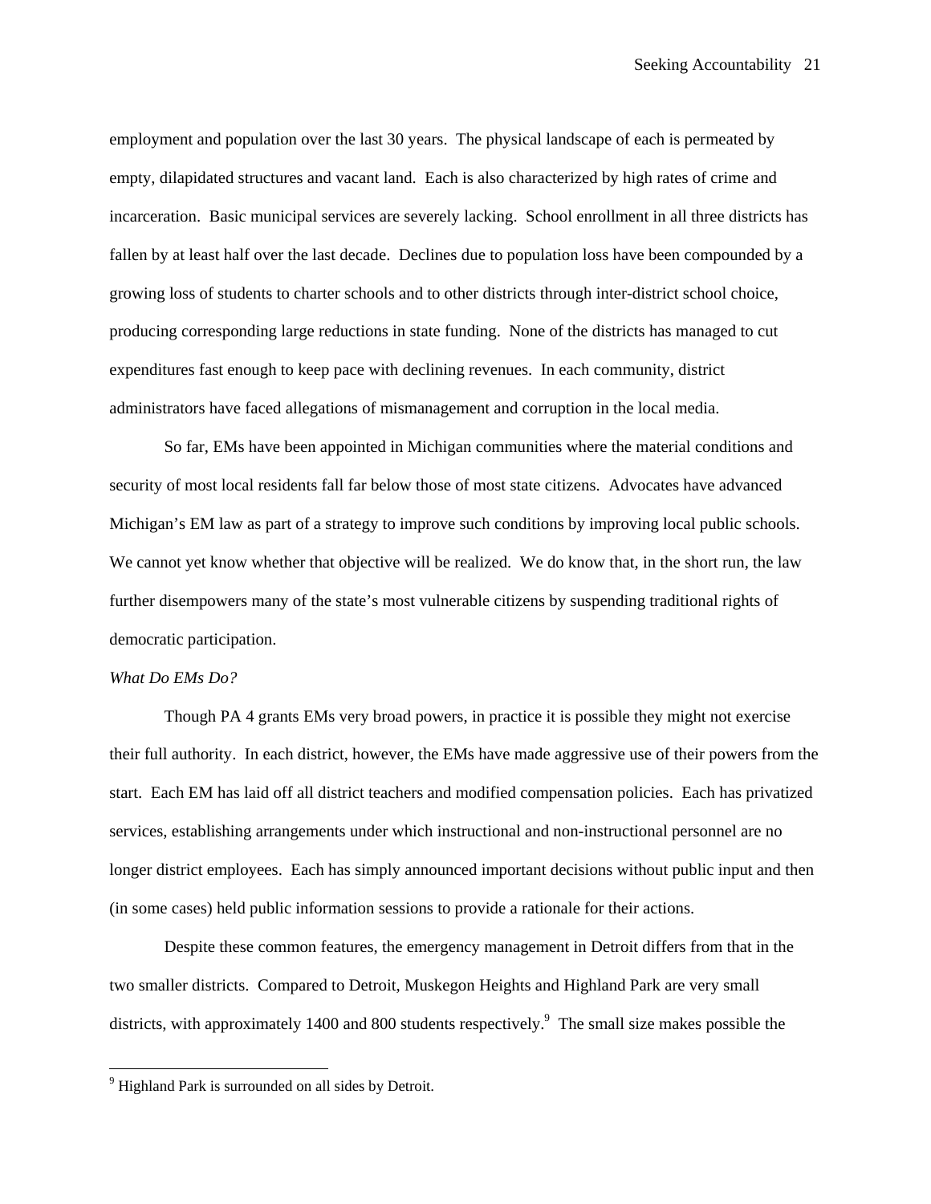employment and population over the last 30 years. The physical landscape of each is permeated by empty, dilapidated structures and vacant land. Each is also characterized by high rates of crime and incarceration. Basic municipal services are severely lacking. School enrollment in all three districts has fallen by at least half over the last decade. Declines due to population loss have been compounded by a growing loss of students to charter schools and to other districts through inter-district school choice, producing corresponding large reductions in state funding. None of the districts has managed to cut expenditures fast enough to keep pace with declining revenues. In each community, district administrators have faced allegations of mismanagement and corruption in the local media.

So far, EMs have been appointed in Michigan communities where the material conditions and security of most local residents fall far below those of most state citizens. Advocates have advanced Michigan's EM law as part of a strategy to improve such conditions by improving local public schools. We cannot yet know whether that objective will be realized. We do know that, in the short run, the law further disempowers many of the state's most vulnerable citizens by suspending traditional rights of democratic participation.

*What Do EMs Do?*

Though PA 4 grants EMs very broad powers, in practice it is possible they might not exercise their full authority. In each district, however, the EMs have made aggressive use of their powers from the start. Each EM has laid off all district teachers and modified compensation policies. Each has privatized services, establishing arrangements under which instructional and non-instructional personnel are no longer district employees. Each has simply announced important decisions without public input and then (in some cases) held public information sessions to provide a rationale for their actions.

Despite these common features, the emergency management in Detroit differs from that in the two smaller districts. Compared to Detroit, Muskegon Heights and Highland Park are very small districts, with approximately 1400 and 800 students respectively.[9] The small size makes possible the

[9] Highland Park is surrounded on all sides by Detroit.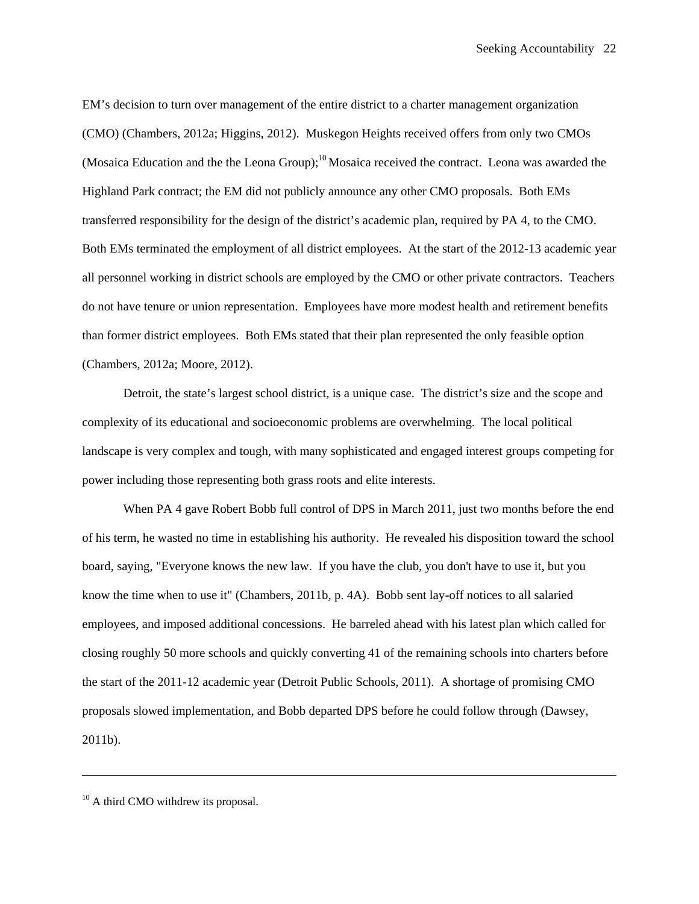EM's decision to turn over management of the entire district to a charter management organization (CMO) (Chambers, 2012a; Higgins, 2012). Muskegon Heights received offers from only two CMOs (Mosaica Education and the the Leona Group);[10] Mosaica received the contract. Leona was awarded the Highland Park contract; the EM did not publicly announce any other CMO proposals. Both EMs transferred responsibility for the design of the district's academic plan, required by PA 4, to the CMO. Both EMs terminated the employment of all district employees. At the start of the 2012-13 academic year all personnel working in district schools are employed by the CMO or other private contractors. Teachers do not have tenure or union representation. Employees have more modest health and retirement benefits than former district employees. Both EMs stated that their plan represented the only feasible option (Chambers, 2012a; Moore, 2012).

Detroit, the state's largest school district, is a unique case. The district's size and the scope and complexity of its educational and socioeconomic problems are overwhelming. The local political landscape is very complex and tough, with many sophisticated and engaged interest groups competing for power including those representing both grass roots and elite interests.

When PA 4 gave Robert Bobb full control of DPS in March 2011, just two months before the end of his term, he wasted no time in establishing his authority. He revealed his disposition toward the school board, saying, "Everyone knows the new law. If you have the club, you don't have to use it, but you know the time when to use it" (Chambers, 2011b, p. 4A). Bobb sent lay-off notices to all salaried employees, and imposed additional concessions. He barreled ahead with his latest plan which called for closing roughly 50 more schools and quickly converting 41 of the remaining schools into charters before the start of the 2011-12 academic year (Detroit Public Schools, 2011). A shortage of promising CMO proposals slowed implementation, and Bobb departed DPS before he could follow through (Dawsey, 2011b).

---

[10] A third CMO withdrew its proposal.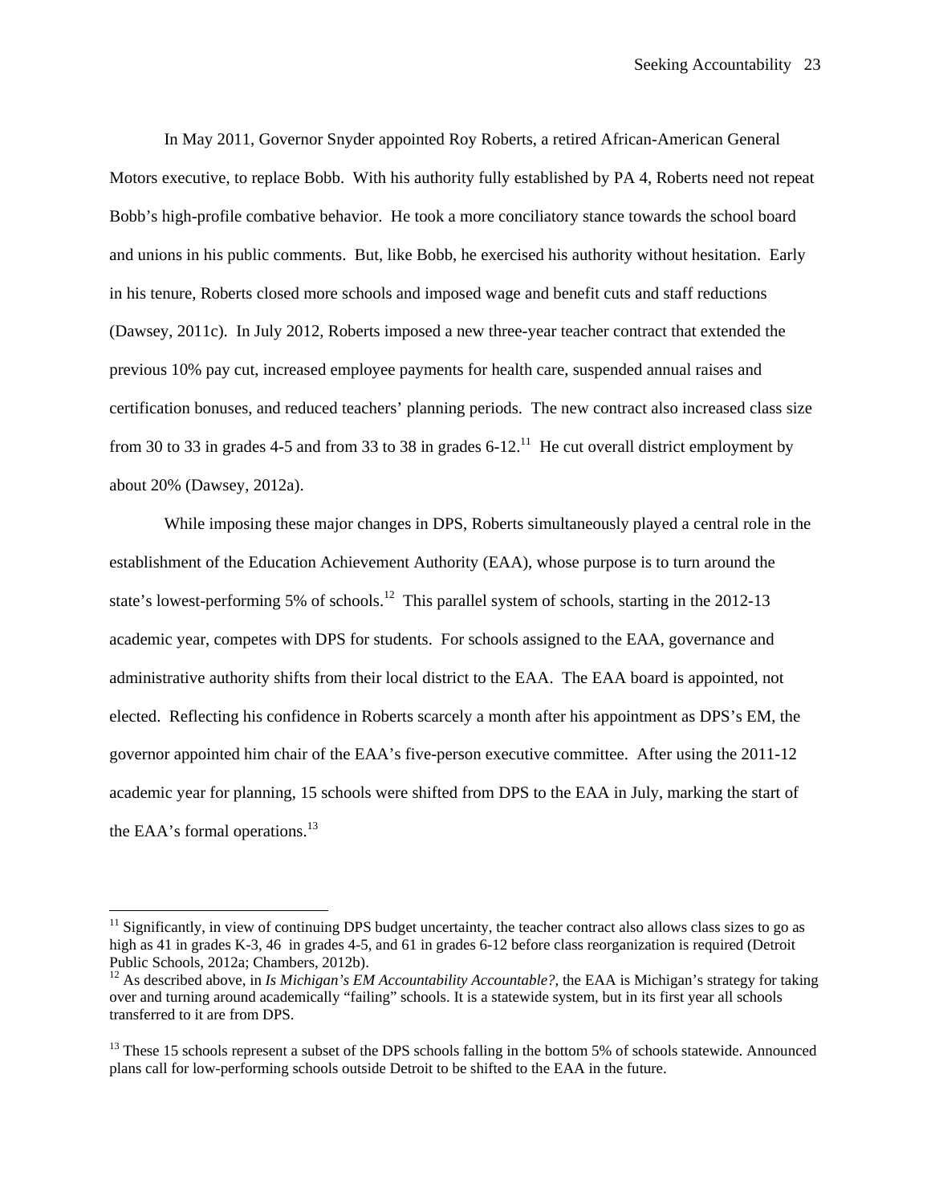In May 2011, Governor Snyder appointed Roy Roberts, a retired African-American General Motors executive, to replace Bobb. With his authority fully established by PA 4, Roberts need not repeat Bobb's high-profile combative behavior. He took a more conciliatory stance towards the school board and unions in his public comments. But, like Bobb, he exercised his authority without hesitation. Early in his tenure, Roberts closed more schools and imposed wage and benefit cuts and staff reductions (Dawsey, 2011c). In July 2012, Roberts imposed a new three-year teacher contract that extended the previous 10% pay cut, increased employee payments for health care, suspended annual raises and certification bonuses, and reduced teachers' planning periods. The new contract also increased class size from 30 to 33 in grades 4-5 and from 33 to 38 in grades 6-12.[11] He cut overall district employment by about 20% (Dawsey, 2012a).

While imposing these major changes in DPS, Roberts simultaneously played a central role in the establishment of the Education Achievement Authority (EAA), whose purpose is to turn around the state's lowest-performing 5% of schools.[12] This parallel system of schools, starting in the 2012-13 academic year, competes with DPS for students. For schools assigned to the EAA, governance and administrative authority shifts from their local district to the EAA. The EAA board is appointed, not elected. Reflecting his confidence in Roberts scarcely a month after his appointment as DPS's EM, the governor appointed him chair of the EAA's five-person executive committee. After using the 2011-12 academic year for planning, 15 schools were shifted from DPS to the EAA in July, marking the start of the EAA's formal operations.[13]

---

[11] Significantly, in view of continuing DPS budget uncertainty, the teacher contract also allows class sizes to go as high as 41 in grades K-3, 46 in grades 4-5, and 61 in grades 6-12 before class reorganization is required (Detroit Public Schools, 2012a; Chambers, 2012b).

[12] As described above, in *Is Michigan's EM Accountability Accountable?*, the EAA is Michigan's strategy for taking over and turning around academically "failing" schools. It is a statewide system, but in its first year all schools transferred to it are from DPS.

[13] These 15 schools represent a subset of the DPS schools falling in the bottom 5% of schools statewide. Announced plans call for low-performing schools outside Detroit to be shifted to the EAA in the future.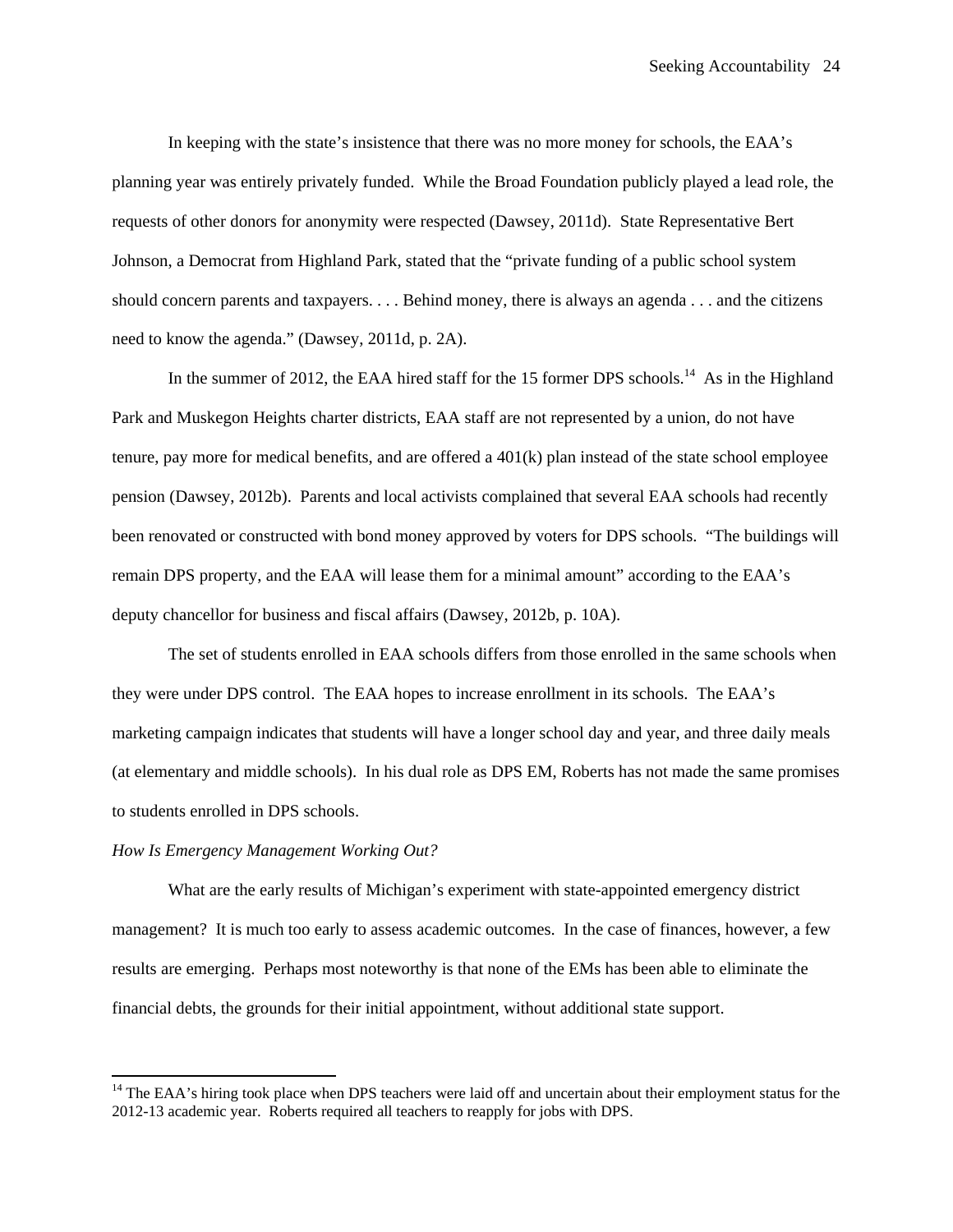In keeping with the state's insistence that there was no more money for schools, the EAA's planning year was entirely privately funded. While the Broad Foundation publicly played a lead role, the requests of other donors for anonymity were respected (Dawsey, 2011d). State Representative Bert Johnson, a Democrat from Highland Park, stated that the "private funding of a public school system should concern parents and taxpayers. . . . Behind money, there is always an agenda . . . and the citizens need to know the agenda." (Dawsey, 2011d, p. 2A).

In the summer of 2012, the EAA hired staff for the 15 former DPS schools.[14] As in the Highland Park and Muskegon Heights charter districts, EAA staff are not represented by a union, do not have tenure, pay more for medical benefits, and are offered a 401(k) plan instead of the state school employee pension (Dawsey, 2012b). Parents and local activists complained that several EAA schools had recently been renovated or constructed with bond money approved by voters for DPS schools. "The buildings will remain DPS property, and the EAA will lease them for a minimal amount" according to the EAA's deputy chancellor for business and fiscal affairs (Dawsey, 2012b, p. 10A).

The set of students enrolled in EAA schools differs from those enrolled in the same schools when they were under DPS control. The EAA hopes to increase enrollment in its schools. The EAA's marketing campaign indicates that students will have a longer school day and year, and three daily meals (at elementary and middle schools). In his dual role as DPS EM, Roberts has not made the same promises to students enrolled in DPS schools.

*How Is Emergency Management Working Out?*

What are the early results of Michigan's experiment with state-appointed emergency district management? It is much too early to assess academic outcomes. In the case of finances, however, a few results are emerging. Perhaps most noteworthy is that none of the EMs has been able to eliminate the financial debts, the grounds for their initial appointment, without additional state support.

---

[14] The EAA's hiring took place when DPS teachers were laid off and uncertain about their employment status for the 2012-13 academic year. Roberts required all teachers to reapply for jobs with DPS.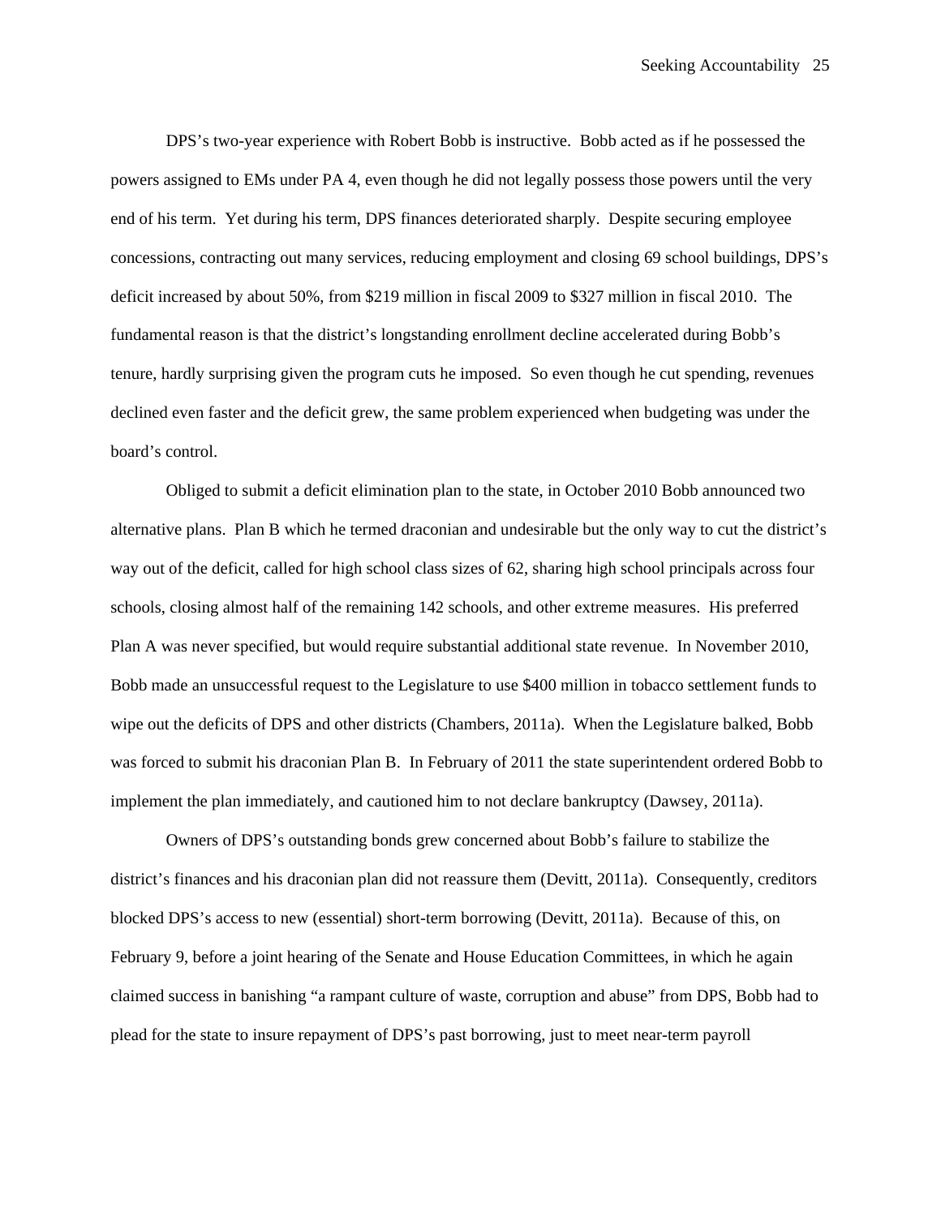DPS's two-year experience with Robert Bobb is instructive. Bobb acted as if he possessed the powers assigned to EMs under PA 4, even though he did not legally possess those powers until the very end of his term. Yet during his term, DPS finances deteriorated sharply. Despite securing employee concessions, contracting out many services, reducing employment and closing 69 school buildings, DPS's deficit increased by about 50%, from $219 million in fiscal 2009 to $327 million in fiscal 2010. The fundamental reason is that the district's longstanding enrollment decline accelerated during Bobb's tenure, hardly surprising given the program cuts he imposed. So even though he cut spending, revenues declined even faster and the deficit grew, the same problem experienced when budgeting was under the board's control.

Obliged to submit a deficit elimination plan to the state, in October 2010 Bobb announced two alternative plans. Plan B which he termed draconian and undesirable but the only way to cut the district's way out of the deficit, called for high school class sizes of 62, sharing high school principals across four schools, closing almost half of the remaining 142 schools, and other extreme measures. His preferred Plan A was never specified, but would require substantial additional state revenue. In November 2010, Bobb made an unsuccessful request to the Legislature to use $400 million in tobacco settlement funds to wipe out the deficits of DPS and other districts (Chambers, 2011a). When the Legislature balked, Bobb was forced to submit his draconian Plan B. In February of 2011 the state superintendent ordered Bobb to implement the plan immediately, and cautioned him to not declare bankruptcy (Dawsey, 2011a).

Owners of DPS's outstanding bonds grew concerned about Bobb's failure to stabilize the district's finances and his draconian plan did not reassure them (Devitt, 2011a). Consequently, creditors blocked DPS's access to new (essential) short-term borrowing (Devitt, 2011a). Because of this, on February 9, before a joint hearing of the Senate and House Education Committees, in which he again claimed success in banishing "a rampant culture of waste, corruption and abuse" from DPS, Bobb had to plead for the state to insure repayment of DPS's past borrowing, just to meet near-term payroll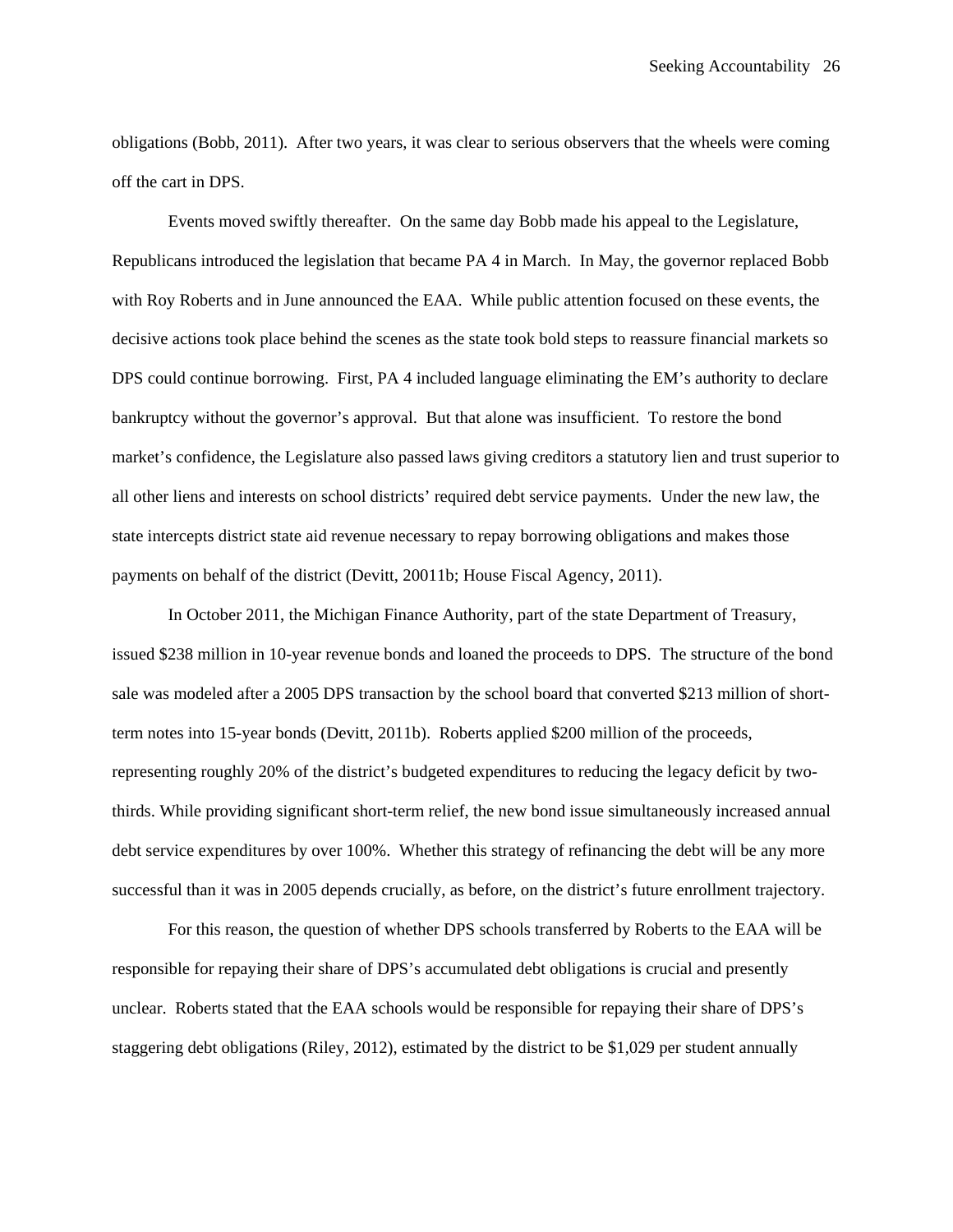obligations (Bobb, 2011). After two years, it was clear to serious observers that the wheels were coming off the cart in DPS.

Events moved swiftly thereafter. On the same day Bobb made his appeal to the Legislature, Republicans introduced the legislation that became PA 4 in March. In May, the governor replaced Bobb with Roy Roberts and in June announced the EAA. While public attention focused on these events, the decisive actions took place behind the scenes as the state took bold steps to reassure financial markets so DPS could continue borrowing. First, PA 4 included language eliminating the EM's authority to declare bankruptcy without the governor's approval. But that alone was insufficient. To restore the bond market's confidence, the Legislature also passed laws giving creditors a statutory lien and trust superior to all other liens and interests on school districts' required debt service payments. Under the new law, the state intercepts district state aid revenue necessary to repay borrowing obligations and makes those payments on behalf of the district (Devitt, 20011b; House Fiscal Agency, 2011).

In October 2011, the Michigan Finance Authority, part of the state Department of Treasury, issued $238 million in 10-year revenue bonds and loaned the proceeds to DPS. The structure of the bond sale was modeled after a 2005 DPS transaction by the school board that converted $213 million of short-term notes into 15-year bonds (Devitt, 2011b). Roberts applied $200 million of the proceeds, representing roughly 20% of the district's budgeted expenditures to reducing the legacy deficit by two-thirds. While providing significant short-term relief, the new bond issue simultaneously increased annual debt service expenditures by over 100%. Whether this strategy of refinancing the debt will be any more successful than it was in 2005 depends crucially, as before, on the district's future enrollment trajectory.

For this reason, the question of whether DPS schools transferred by Roberts to the EAA will be responsible for repaying their share of DPS's accumulated debt obligations is crucial and presently unclear. Roberts stated that the EAA schools would be responsible for repaying their share of DPS's staggering debt obligations (Riley, 2012), estimated by the district to be $1,029 per student annually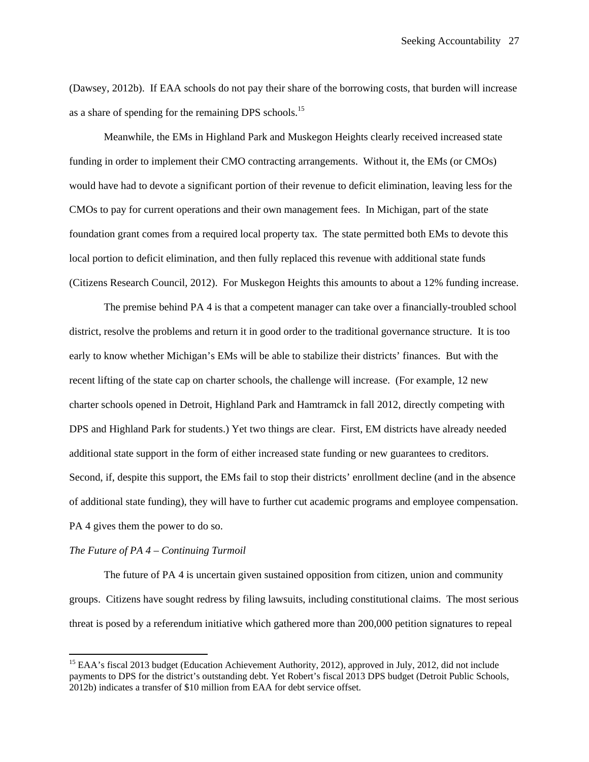(Dawsey, 2012b). If EAA schools do not pay their share of the borrowing costs, that burden will increase as a share of spending for the remaining DPS schools.[15]

Meanwhile, the EMs in Highland Park and Muskegon Heights clearly received increased state funding in order to implement their CMO contracting arrangements. Without it, the EMs (or CMOs) would have had to devote a significant portion of their revenue to deficit elimination, leaving less for the CMOs to pay for current operations and their own management fees. In Michigan, part of the state foundation grant comes from a required local property tax. The state permitted both EMs to devote this local portion to deficit elimination, and then fully replaced this revenue with additional state funds (Citizens Research Council, 2012). For Muskegon Heights this amounts to about a 12% funding increase.

The premise behind PA 4 is that a competent manager can take over a financially-troubled school district, resolve the problems and return it in good order to the traditional governance structure. It is too early to know whether Michigan's EMs will be able to stabilize their districts' finances. But with the recent lifting of the state cap on charter schools, the challenge will increase. (For example, 12 new charter schools opened in Detroit, Highland Park and Hamtramck in fall 2012, directly competing with DPS and Highland Park for students.) Yet two things are clear. First, EM districts have already needed additional state support in the form of either increased state funding or new guarantees to creditors. Second, if, despite this support, the EMs fail to stop their districts' enrollment decline (and in the absence of additional state funding), they will have to further cut academic programs and employee compensation. PA 4 gives them the power to do so.

*The Future of PA 4 – Continuing Turmoil*

The future of PA 4 is uncertain given sustained opposition from citizen, union and community groups. Citizens have sought redress by filing lawsuits, including constitutional claims. The most serious threat is posed by a referendum initiative which gathered more than 200,000 petition signatures to repeal

[15] EAA's fiscal 2013 budget (Education Achievement Authority, 2012), approved in July, 2012, did not include payments to DPS for the district's outstanding debt. Yet Robert's fiscal 2013 DPS budget (Detroit Public Schools, 2012b) indicates a transfer of $10 million from EAA for debt service offset.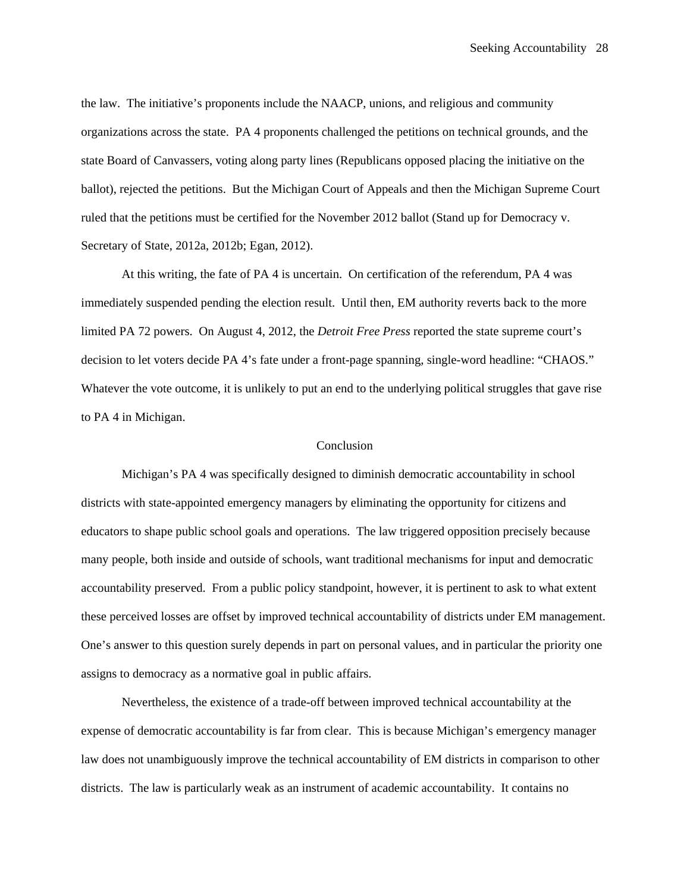the law. The initiative's proponents include the NAACP, unions, and religious and community organizations across the state. PA 4 proponents challenged the petitions on technical grounds, and the state Board of Canvassers, voting along party lines (Republicans opposed placing the initiative on the ballot), rejected the petitions. But the Michigan Court of Appeals and then the Michigan Supreme Court ruled that the petitions must be certified for the November 2012 ballot (Stand up for Democracy v. Secretary of State, 2012a, 2012b; Egan, 2012).

At this writing, the fate of PA 4 is uncertain. On certification of the referendum, PA 4 was immediately suspended pending the election result. Until then, EM authority reverts back to the more limited PA 72 powers. On August 4, 2012, the *Detroit Free Press* reported the state supreme court's decision to let voters decide PA 4's fate under a front-page spanning, single-word headline: "CHAOS." Whatever the vote outcome, it is unlikely to put an end to the underlying political struggles that gave rise to PA 4 in Michigan.

## Conclusion

Michigan's PA 4 was specifically designed to diminish democratic accountability in school districts with state-appointed emergency managers by eliminating the opportunity for citizens and educators to shape public school goals and operations. The law triggered opposition precisely because many people, both inside and outside of schools, want traditional mechanisms for input and democratic accountability preserved. From a public policy standpoint, however, it is pertinent to ask to what extent these perceived losses are offset by improved technical accountability of districts under EM management. One's answer to this question surely depends in part on personal values, and in particular the priority one assigns to democracy as a normative goal in public affairs.

Nevertheless, the existence of a trade-off between improved technical accountability at the expense of democratic accountability is far from clear. This is because Michigan's emergency manager law does not unambiguously improve the technical accountability of EM districts in comparison to other districts. The law is particularly weak as an instrument of academic accountability. It contains no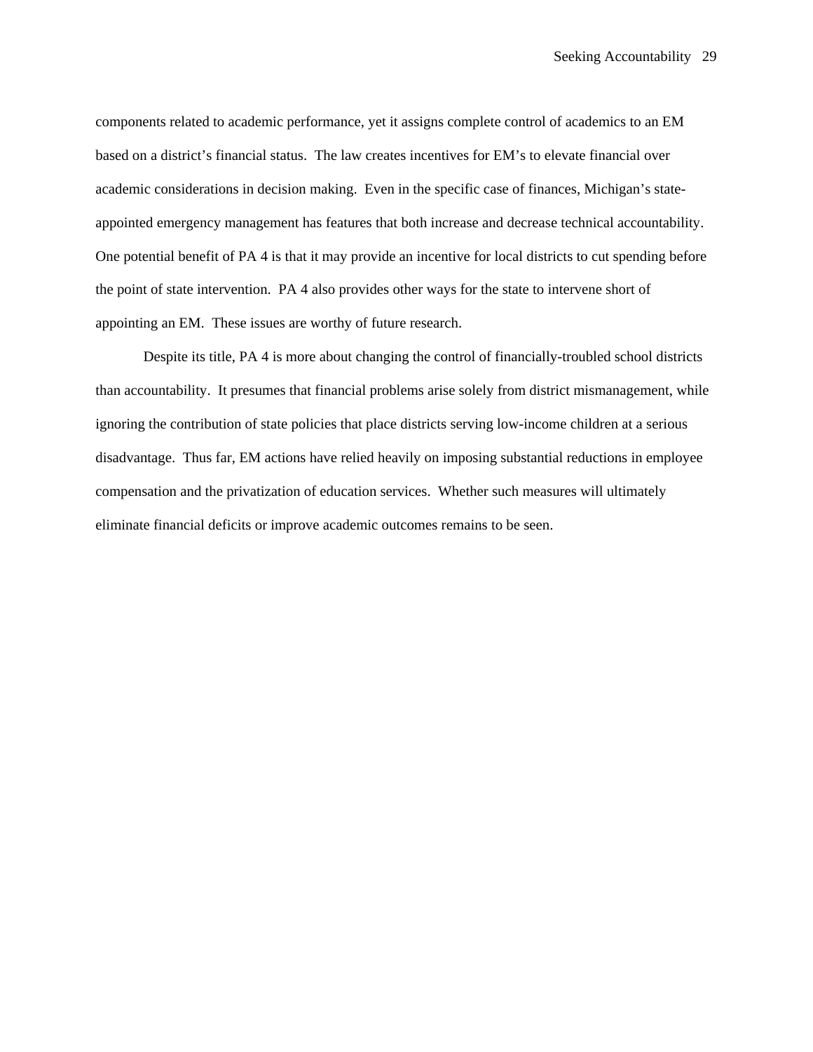components related to academic performance, yet it assigns complete control of academics to an EM based on a district's financial status. The law creates incentives for EM's to elevate financial over academic considerations in decision making. Even in the specific case of finances, Michigan's state-appointed emergency management has features that both increase and decrease technical accountability. One potential benefit of PA 4 is that it may provide an incentive for local districts to cut spending before the point of state intervention. PA 4 also provides other ways for the state to intervene short of appointing an EM. These issues are worthy of future research.

Despite its title, PA 4 is more about changing the control of financially-troubled school districts than accountability. It presumes that financial problems arise solely from district mismanagement, while ignoring the contribution of state policies that place districts serving low-income children at a serious disadvantage. Thus far, EM actions have relied heavily on imposing substantial reductions in employee compensation and the privatization of education services. Whether such measures will ultimately eliminate financial deficits or improve academic outcomes remains to be seen.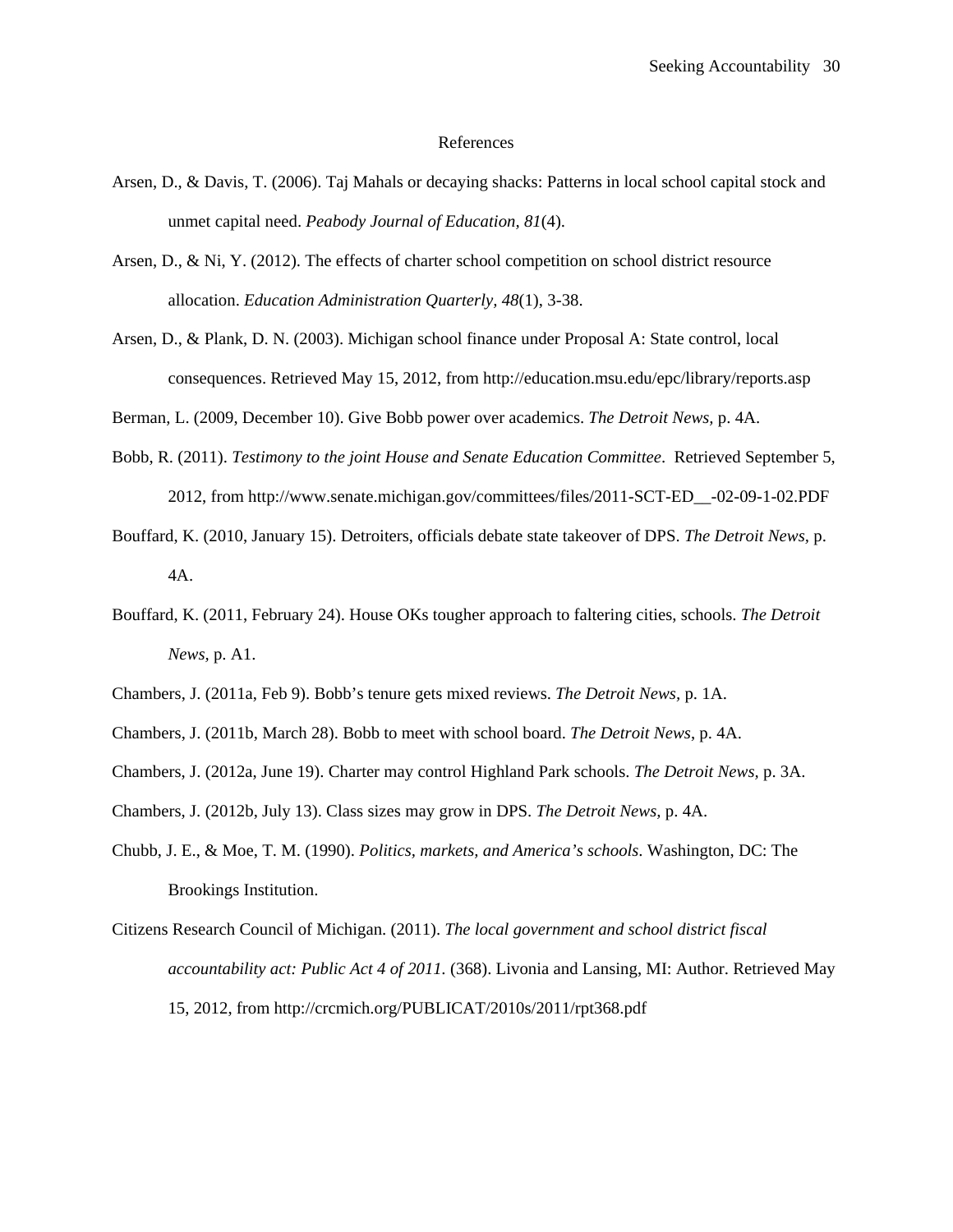# References

Arsen, D., & Davis, T. (2006). Taj Mahals or decaying shacks: Patterns in local school capital stock and unmet capital need. *Peabody Journal of Education, 81*(4).

Arsen, D., & Ni, Y. (2012). The effects of charter school competition on school district resource allocation. *Education Administration Quarterly, 48*(1), 3-38.

Arsen, D., & Plank, D. N. (2003). Michigan school finance under Proposal A: State control, local consequences. Retrieved May 15, 2012, from http://education.msu.edu/epc/library/reports.asp

Berman, L. (2009, December 10). Give Bobb power over academics. *The Detroit News,* p. 4A.

Bobb, R. (2011). *Testimony to the joint House and Senate Education Committee*. Retrieved September 5, 2012, from http://www.senate.michigan.gov/committees/files/2011-SCT-ED__-02-09-1-02.PDF

Bouffard, K. (2010, January 15). Detroiters, officials debate state takeover of DPS. *The Detroit News,* p. 4A.

Bouffard, K. (2011, February 24). House OKs tougher approach to faltering cities, schools. *The Detroit News,* p. A1.

Chambers, J. (2011a, Feb 9). Bobb's tenure gets mixed reviews. *The Detroit News,* p. 1A.

Chambers, J. (2011b, March 28). Bobb to meet with school board. *The Detroit News*, p. 4A.

Chambers, J. (2012a, June 19). Charter may control Highland Park schools. *The Detroit News*, p. 3A.

Chambers, J. (2012b, July 13). Class sizes may grow in DPS. *The Detroit News*, p. 4A.

Chubb, J. E., & Moe, T. M. (1990). *Politics, markets, and America's schools*. Washington, DC: The Brookings Institution.

Citizens Research Council of Michigan. (2011). *The local government and school district fiscal accountability act: Public Act 4 of 2011*. (368). Livonia and Lansing, MI: Author. Retrieved May 15, 2012, from http://crcmich.org/PUBLICAT/2010s/2011/rpt368.pdf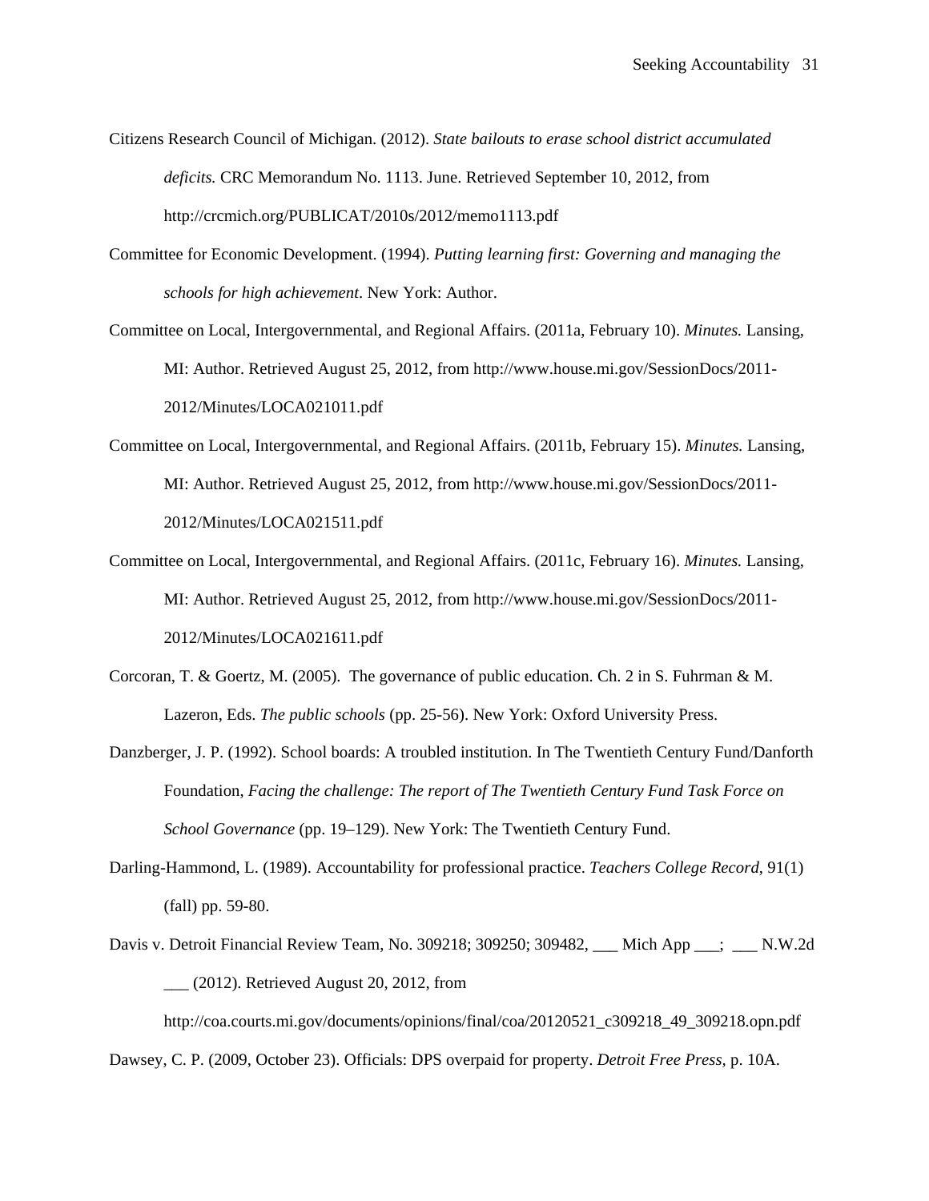Citizens Research Council of Michigan. (2012). *State bailouts to erase school district accumulated deficits.* CRC Memorandum No. 1113. June. Retrieved September 10, 2012, from http://crcmich.org/PUBLICAT/2010s/2012/memo1113.pdf

Committee for Economic Development. (1994). *Putting learning first: Governing and managing the schools for high achievement*. New York: Author.

Committee on Local, Intergovernmental, and Regional Affairs. (2011a, February 10). *Minutes.* Lansing, MI: Author. Retrieved August 25, 2012, from http://www.house.mi.gov/SessionDocs/2011-2012/Minutes/LOCA021011.pdf

Committee on Local, Intergovernmental, and Regional Affairs. (2011b, February 15). *Minutes.* Lansing, MI: Author. Retrieved August 25, 2012, from http://www.house.mi.gov/SessionDocs/2011-2012/Minutes/LOCA021511.pdf

Committee on Local, Intergovernmental, and Regional Affairs. (2011c, February 16). *Minutes.* Lansing, MI: Author. Retrieved August 25, 2012, from http://www.house.mi.gov/SessionDocs/2011-2012/Minutes/LOCA021611.pdf

Corcoran, T. & Goertz, M. (2005). The governance of public education. Ch. 2 in S. Fuhrman & M. Lazeron, Eds. *The public schools* (pp. 25-56). New York: Oxford University Press.

Danzberger, J. P. (1992). School boards: A troubled institution. In The Twentieth Century Fund/Danforth Foundation, *Facing the challenge: The report of The Twentieth Century Fund Task Force on School Governance* (pp. 19–129). New York: The Twentieth Century Fund.

Darling-Hammond, L. (1989). Accountability for professional practice. *Teachers College Record*, 91(1) (fall) pp. 59-80.

Davis v. Detroit Financial Review Team, No. 309218; 309250; 309482, ___ Mich App ___; ___ N.W.2d ___ (2012). Retrieved August 20, 2012, from http://coa.courts.mi.gov/documents/opinions/final/coa/20120521_c309218_49_309218.opn.pdf

Dawsey, C. P. (2009, October 23). Officials: DPS overpaid for property. *Detroit Free Press,* p. 10A.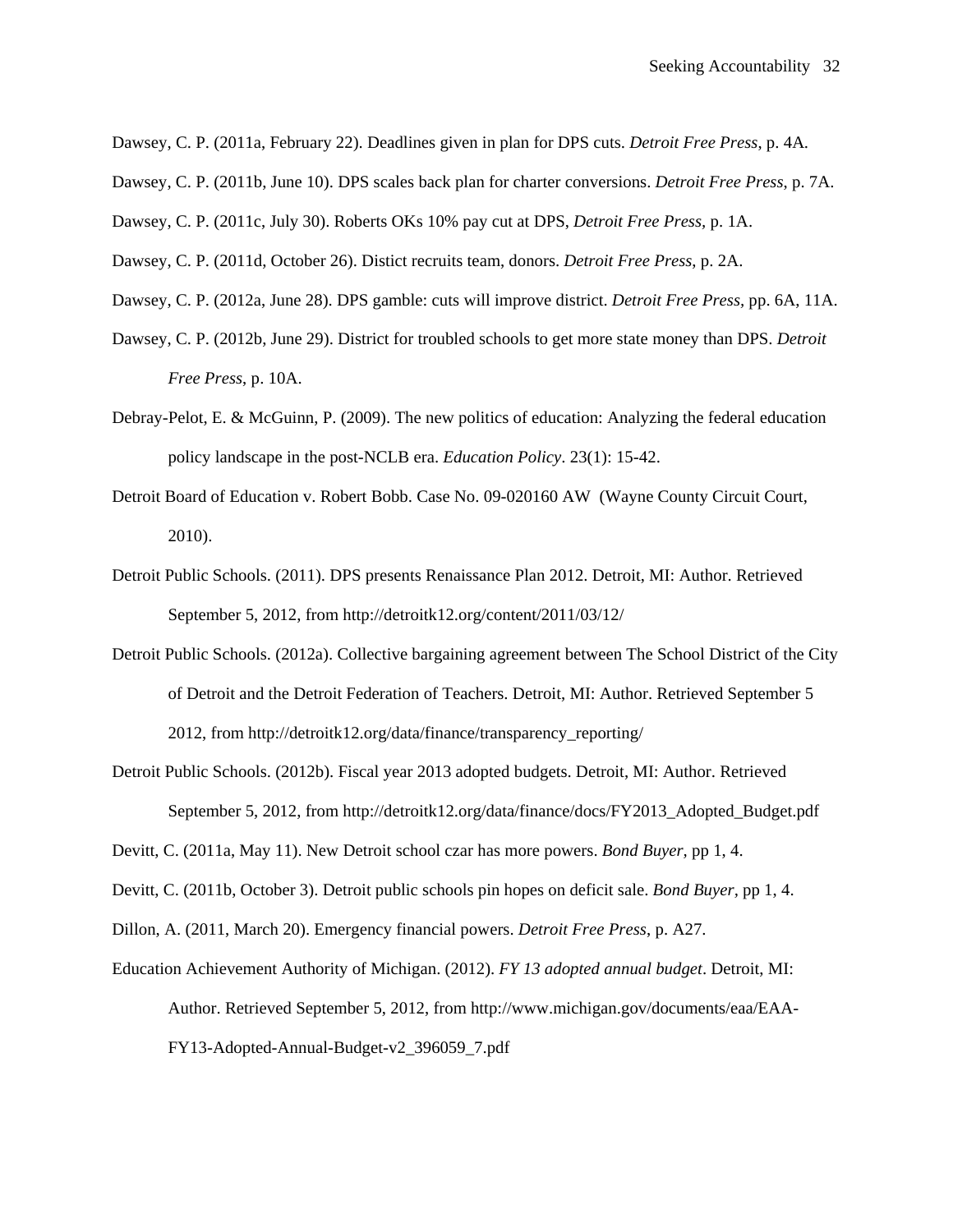Dawsey, C. P. (2011a, February 22). Deadlines given in plan for DPS cuts. *Detroit Free Press*, p. 4A.

Dawsey, C. P. (2011b, June 10). DPS scales back plan for charter conversions. *Detroit Free Press*, p. 7A.

Dawsey, C. P. (2011c, July 30). Roberts OKs 10% pay cut at DPS, *Detroit Free Press*, p. 1A.

Dawsey, C. P. (2011d, October 26). Distict recruits team, donors. *Detroit Free Press*, p. 2A.

Dawsey, C. P. (2012a, June 28). DPS gamble: cuts will improve district. *Detroit Free Press*, pp. 6A, 11A.

Dawsey, C. P. (2012b, June 29). District for troubled schools to get more state money than DPS. *Detroit Free Press*, p. 10A.

Debray-Pelot, E. & McGuinn, P. (2009). The new politics of education: Analyzing the federal education policy landscape in the post-NCLB era. *Education Policy*. 23(1): 15-42.

Detroit Board of Education v. Robert Bobb. Case No. 09-020160 AW (Wayne County Circuit Court, 2010).

Detroit Public Schools. (2011). DPS presents Renaissance Plan 2012. Detroit, MI: Author. Retrieved September 5, 2012, from http://detroitk12.org/content/2011/03/12/

Detroit Public Schools. (2012a). Collective bargaining agreement between The School District of the City of Detroit and the Detroit Federation of Teachers. Detroit, MI: Author. Retrieved September 5 2012, from http://detroitk12.org/data/finance/transparency_reporting/

Detroit Public Schools. (2012b). Fiscal year 2013 adopted budgets. Detroit, MI: Author. Retrieved September 5, 2012, from http://detroitk12.org/data/finance/docs/FY2013_Adopted_Budget.pdf

Devitt, C. (2011a, May 11). New Detroit school czar has more powers. *Bond Buyer*, pp 1, 4.

Devitt, C. (2011b, October 3). Detroit public schools pin hopes on deficit sale. *Bond Buyer*, pp 1, 4.

Dillon, A. (2011, March 20). Emergency financial powers. *Detroit Free Press*, p. A27.

Education Achievement Authority of Michigan. (2012). *FY 13 adopted annual budget*. Detroit, MI: Author. Retrieved September 5, 2012, from http://www.michigan.gov/documents/eaa/EAA-FY13-Adopted-Annual-Budget-v2_396059_7.pdf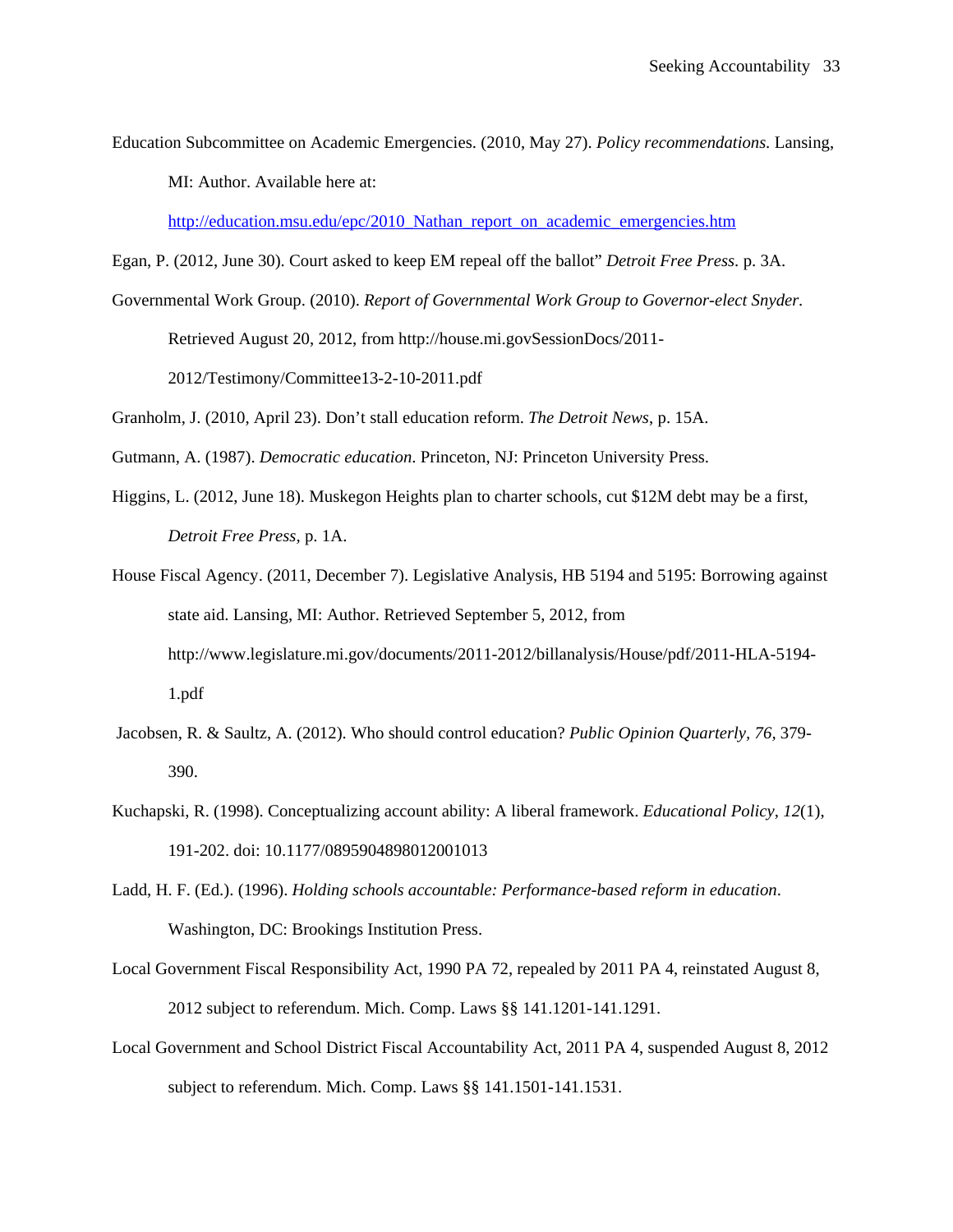Education Subcommittee on Academic Emergencies. (2010, May 27). *Policy recommendations*. Lansing, MI: Author. Available here at: [http://education.msu.edu/epc/2010_Nathan_report_on_academic_emergencies.htm](http://education.msu.edu/epc/2010_Nathan_report_on_academic_emergencies.htm)

Egan, P. (2012, June 30). Court asked to keep EM repeal off the ballot" *Detroit Free Press*. p. 3A.

Governmental Work Group. (2010). *Report of Governmental Work Group to Governor-elect Snyder*. Retrieved August 20, 2012, from http://house.mi.govSessionDocs/2011-2012/Testimony/Committee13-2-10-2011.pdf

Granholm, J. (2010, April 23). Don't stall education reform. *The Detroit News*, p. 15A.

Gutmann, A. (1987). *Democratic education*. Princeton, NJ: Princeton University Press.

Higgins, L. (2012, June 18). Muskegon Heights plan to charter schools, cut $12M debt may be a first, *Detroit Free Press*, p. 1A.

House Fiscal Agency. (2011, December 7). Legislative Analysis, HB 5194 and 5195: Borrowing against state aid. Lansing, MI: Author. Retrieved September 5, 2012, from http://www.legislature.mi.gov/documents/2011-2012/billanalysis/House/pdf/2011-HLA-5194-1.pdf

Jacobsen, R. & Saultz, A. (2012). Who should control education? *Public Opinion Quarterly, 76,* 379-390.

Kuchapski, R. (1998). Conceptualizing account ability: A liberal framework. *Educational Policy, 12*(1), 191-202. doi: 10.1177/0895904898012001013

Ladd, H. F. (Ed.). (1996). *Holding schools accountable: Performance-based reform in education*. Washington, DC: Brookings Institution Press.

Local Government Fiscal Responsibility Act, 1990 PA 72, repealed by 2011 PA 4, reinstated August 8, 2012 subject to referendum. Mich. Comp. Laws §§ 141.1201-141.1291.

Local Government and School District Fiscal Accountability Act, 2011 PA 4, suspended August 8, 2012 subject to referendum. Mich. Comp. Laws §§ 141.1501-141.1531.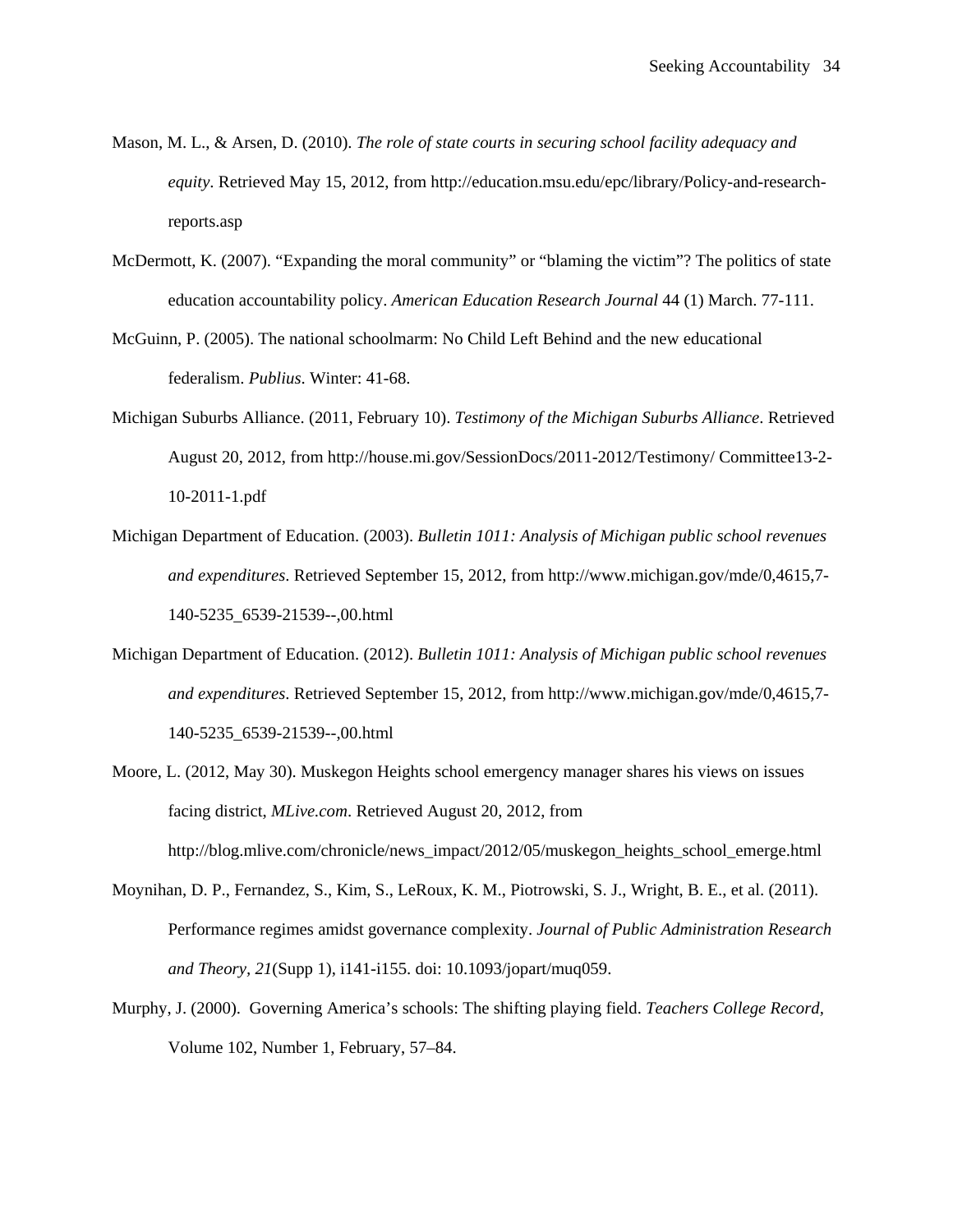Mason, M. L., & Arsen, D. (2010). *The role of state courts in securing school facility adequacy and equity*. Retrieved May 15, 2012, from http://education.msu.edu/epc/library/Policy-and-research-reports.asp

McDermott, K. (2007). “Expanding the moral community” or “blaming the victim”? The politics of state education accountability policy. *American Education Research Journal* 44 (1) March. 77-111.

McGuinn, P. (2005). The national schoolmarm: No Child Left Behind and the new educational federalism. *Publius*. Winter: 41-68.

Michigan Suburbs Alliance. (2011, February 10). *Testimony of the Michigan Suburbs Alliance*. Retrieved August 20, 2012, from http://house.mi.gov/SessionDocs/2011-2012/Testimony/ Committee13-2-10-2011-1.pdf

Michigan Department of Education. (2003). *Bulletin 1011: Analysis of Michigan public school revenues and expenditures*. Retrieved September 15, 2012, from http://www.michigan.gov/mde/0,4615,7-140-5235_6539-21539--,00.html

Michigan Department of Education. (2012). *Bulletin 1011: Analysis of Michigan public school revenues and expenditures*. Retrieved September 15, 2012, from http://www.michigan.gov/mde/0,4615,7-140-5235_6539-21539--,00.html

Moore, L. (2012, May 30). Muskegon Heights school emergency manager shares his views on issues facing district, *MLive.com*. Retrieved August 20, 2012, from http://blog.mlive.com/chronicle/news_impact/2012/05/muskegon_heights_school_emerge.html

Moynihan, D. P., Fernandez, S., Kim, S., LeRoux, K. M., Piotrowski, S. J., Wright, B. E., et al. (2011). Performance regimes amidst governance complexity. *Journal of Public Administration Research and Theory, 21*(Supp 1), i141-i155. doi: 10.1093/jopart/muq059.

Murphy, J. (2000). Governing America’s schools: The shifting playing field. *Teachers College Record*, Volume 102, Number 1, February, 57–84.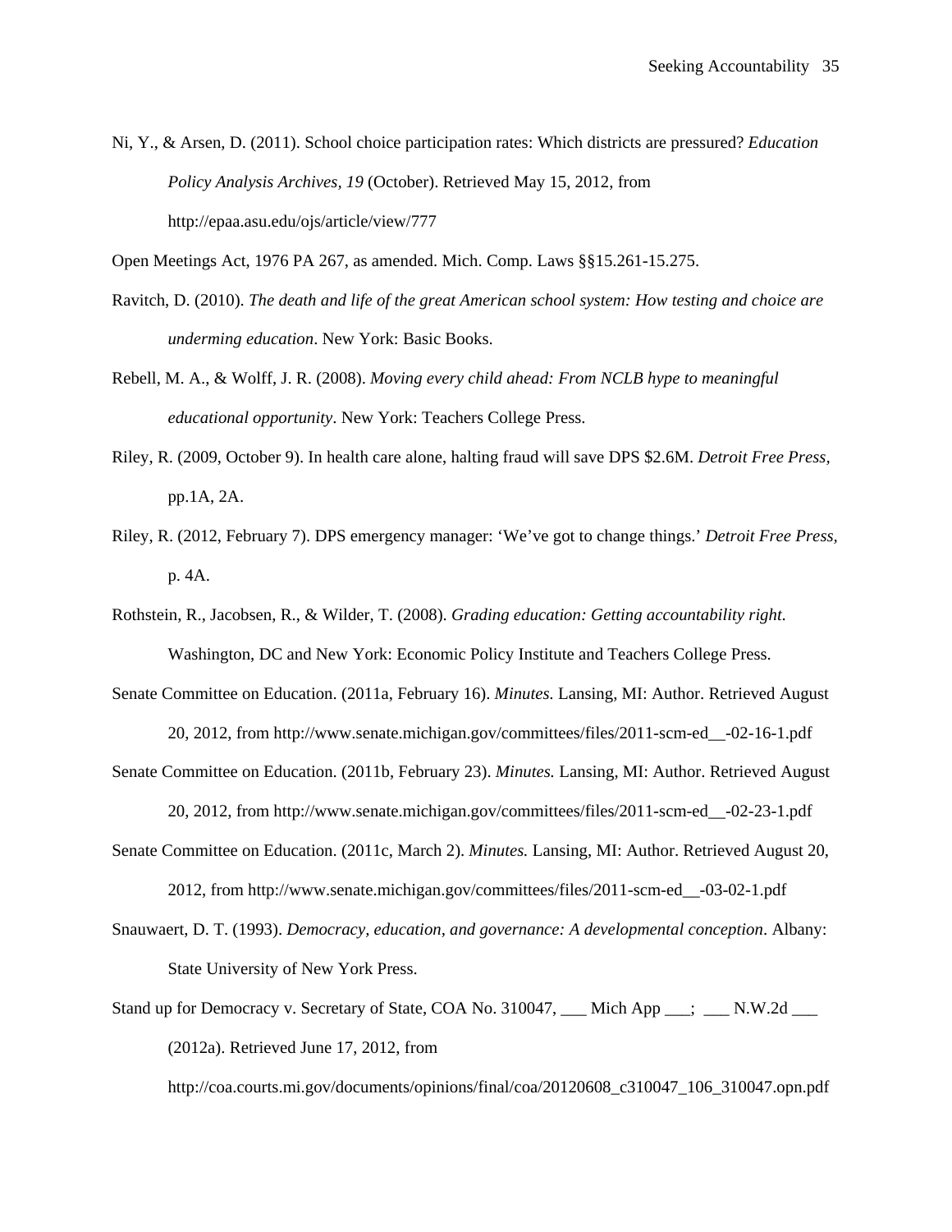Ni, Y., & Arsen, D. (2011). School choice participation rates: Which districts are pressured? *Education Policy Analysis Archives, 19* (October). Retrieved May 15, 2012, from http://epaa.asu.edu/ojs/article/view/777

Open Meetings Act, 1976 PA 267, as amended. Mich. Comp. Laws §§15.261-15.275.

Ravitch, D. (2010). *The death and life of the great American school system: How testing and choice are underming education*. New York: Basic Books.

Rebell, M. A., & Wolff, J. R. (2008). *Moving every child ahead: From NCLB hype to meaningful educational opportunity*. New York: Teachers College Press.

Riley, R. (2009, October 9). In health care alone, halting fraud will save DPS $2.6M. *Detroit Free Press*, pp.1A, 2A.

Riley, R. (2012, February 7). DPS emergency manager: 'We've got to change things.' *Detroit Free Press*, p. 4A.

Rothstein, R., Jacobsen, R., & Wilder, T. (2008). *Grading education: Getting accountability right.* Washington, DC and New York: Economic Policy Institute and Teachers College Press.

Senate Committee on Education. (2011a, February 16). *Minutes.* Lansing, MI: Author. Retrieved August 20, 2012, from http://www.senate.michigan.gov/committees/files/2011-scm-ed__-02-16-1.pdf

Senate Committee on Education. (2011b, February 23). *Minutes.* Lansing, MI: Author. Retrieved August 20, 2012, from http://www.senate.michigan.gov/committees/files/2011-scm-ed__-02-23-1.pdf

Senate Committee on Education. (2011c, March 2). *Minutes.* Lansing, MI: Author. Retrieved August 20, 2012, from http://www.senate.michigan.gov/committees/files/2011-scm-ed__-03-02-1.pdf

Snauwaert, D. T. (1993). *Democracy, education, and governance: A developmental conception*. Albany: State University of New York Press.

Stand up for Democracy v. Secretary of State, COA No. 310047, ___ Mich App ___; ___ N.W.2d ___ (2012a). Retrieved June 17, 2012, from http://coa.courts.mi.gov/documents/opinions/final/coa/20120608_c310047_106_310047.opn.pdf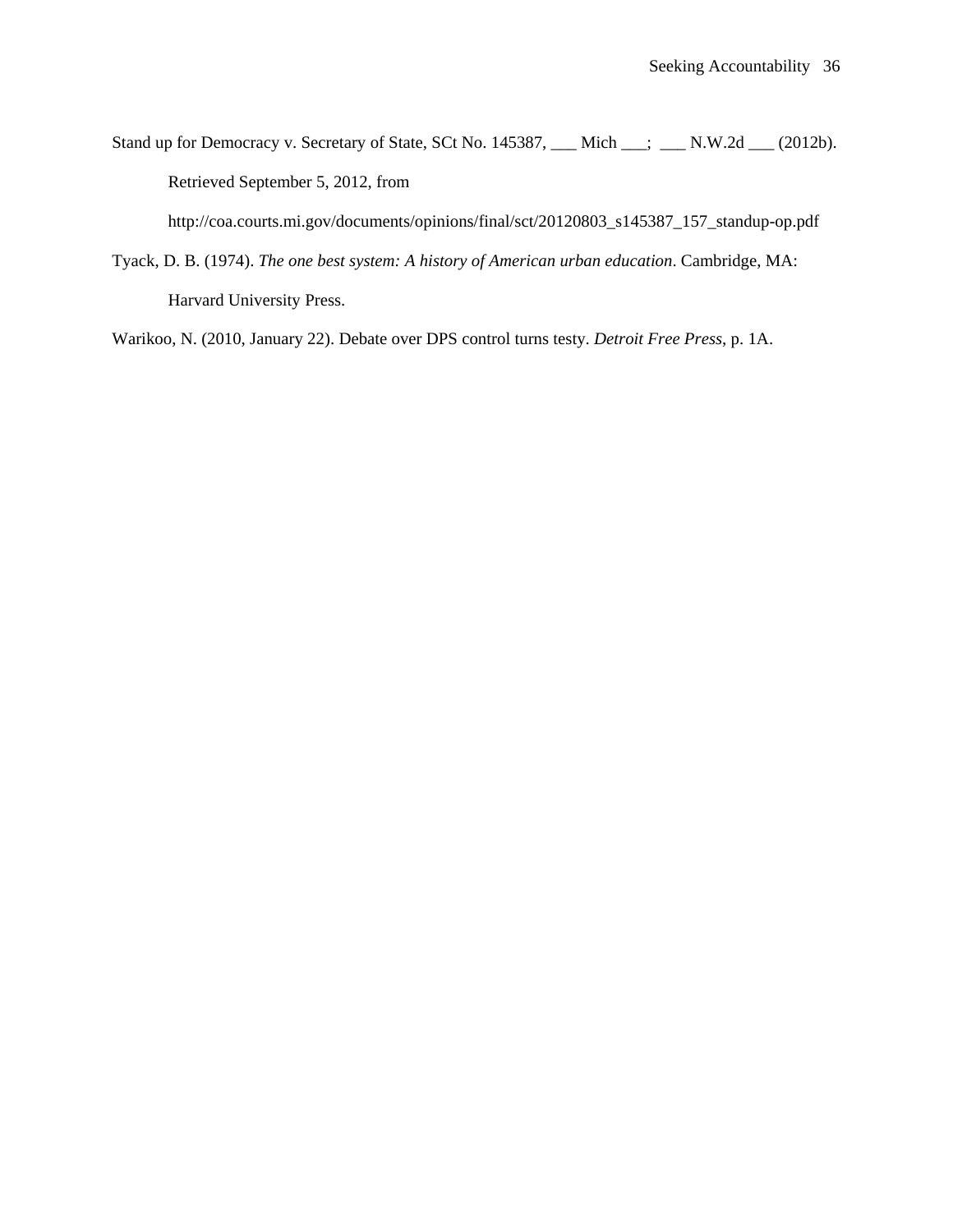Stand up for Democracy v. Secretary of State, SCt No. 145387, ___ Mich ___; ___ N.W.2d ___ (2012b). Retrieved September 5, 2012, from http://coa.courts.mi.gov/documents/opinions/final/sct/20120803_s145387_157_standup-op.pdf

Tyack, D. B. (1974). *The one best system: A history of American urban education*. Cambridge, MA: Harvard University Press.

Warikoo, N. (2010, January 22). Debate over DPS control turns testy. *Detroit Free Press*, p. 1A.